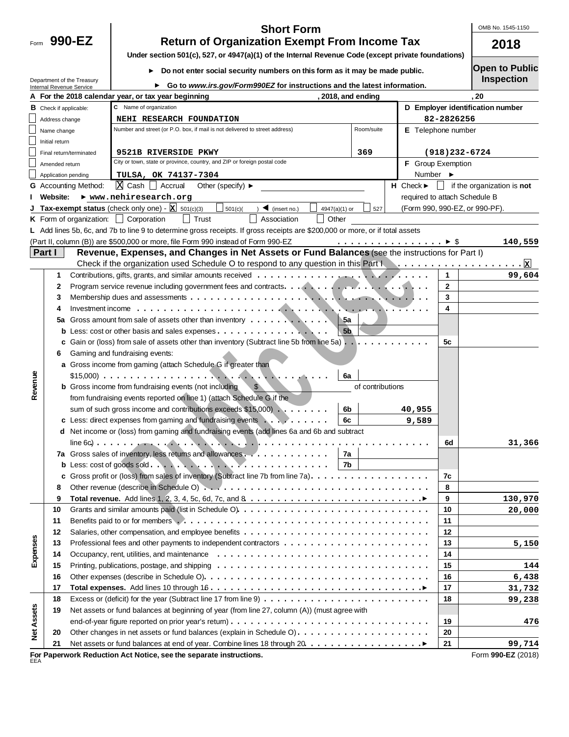Form **990-EZ**

Department of the Treasury
Internal Revenue Service

# Short Form
# Return of Organization Exempt From Income Tax

**Under section 501(c), 527, or 4947(a)(1) of the Internal Revenue Code (except private foundations)**

► **Do not enter social security numbers on this form as it may be made public.**

► **Go to *www.irs.gov/Form990EZ* for instructions and the latest information.**

OMB No. 1545-1150

**2018**

**Open to Public Inspection**

**A For the 2018 calendar year, or tax year beginning , 2018, and ending , 20**

**B** Check if applicable:
- ☐ Address change
- ☐ Name change
- ☐ Initial return
- ☐ Final return/terminated
- ☐ Amended return
- ☐ Application pending

**C** Name of organization: NEHI RESEARCH FOUNDATION

Number and street (or P.O. box, if mail is not delivered to street address): 9521B RIVERSIDE PKWY — Room/suite: 369

City or town, state or province, country, and ZIP or foreign postal code: TULSA, OK 74137-7304

**D Employer identification number:** 82-2826256

**E** Telephone number: (918)232-6724

**F** Group Exemption Number ►

**G** Accounting Method: ☒ Cash ☐ Accrual Other (specify) ►

**H** Check ► ☐ if the organization is **not** required to attach Schedule B (Form 990, 990-EZ, or 990-PF).

**I Website:** ► www.nehiresearch.org

**J Tax-exempt status** (check only one) - ☒ 501(c)(3) ☐ 501(c)( ) ◄ (insert no.) ☐ 4947(a)(1) or ☐ 527

**K** Form of organization: ☐ Corporation ☐ Trust ☐ Association ☐ Other

**L** Add lines 5b, 6c, and 7b to line 9 to determine gross receipts. If gross receipts are $200,000 or more, or if total assets (Part II, column (B)) are $500,000 or more, file Form 990 instead of Form 990-EZ ► $ 140,559

## Part I — Revenue, Expenses, and Changes in Net Assets or Fund Balances (see the instructions for Part I)

Check if the organization used Schedule O to respond to any question in this Part I ☒

| Section | Line | Description | Sub-line | Sub-amount | Line | Amount |
|---|---|---|---|---|---|---|
| Revenue | 1 | Contributions, gifts, grants, and similar amounts received | | | 1 | 99,604 |
| | 2 | Program service revenue including government fees and contracts | | | 2 | |
| | 3 | Membership dues and assessments | | | 3 | |
| | 4 | Investment income | | | 4 | |
| | 5a | Gross amount from sale of assets other than inventory | 5a | | | |
| | b | Less: cost or other basis and sales expenses | 5b | | | |
| | c | Gain or (loss) from sale of assets other than inventory (Subtract line 5b from line 5a) | | | 5c | |
| | 6 | Gaming and fundraising events: | | | | |
| | a | Gross income from gaming (attach Schedule G if greater than $15,000) | 6a | | | |
| | b | Gross income from fundraising events (not including $ of contributions from fundraising events reported on line 1) (attach Schedule G if the sum of such gross income and contributions exceeds $15,000) | 6b | 40,955 | | |
| | c | Less: direct expenses from gaming and fundraising events | 6c | 9,589 | | |
| | d | Net income or (loss) from gaming and fundraising events (add lines 6a and 6b and subtract line 6c) | | | 6d | 31,366 |
| | 7a | Gross sales of inventory, less returns and allowances | 7a | | | |
| | b | Less: cost of goods sold | 7b | | | |
| | c | Gross profit or (loss) from sales of inventory (Subtract line 7b from line 7a) | | | 7c | |
| | 8 | Other revenue (describe in Schedule O) | | | 8 | |
| | 9 | **Total revenue.** Add lines 1, 2, 3, 4, 5c, 6d, 7c, and 8 ► | | | 9 | 130,970 |
| Expenses | 10 | Grants and similar amounts paid (list in Schedule O) | | | 10 | 20,000 |
| | 11 | Benefits paid to or for members | | | 11 | |
| | 12 | Salaries, other compensation, and employee benefits | | | 12 | |
| | 13 | Professional fees and other payments to independent contractors | | | 13 | 5,150 |
| | 14 | Occupancy, rent, utilities, and maintenance | | | 14 | |
| | 15 | Printing, publications, postage, and shipping | | | 15 | 144 |
| | 16 | Other expenses (describe in Schedule O) | | | 16 | 6,438 |
| | 17 | **Total expenses.** Add lines 10 through 16 ► | | | 17 | 31,732 |
| Net Assets | 18 | Excess or (deficit) for the year (Subtract line 17 from line 9) | | | 18 | 99,238 |
| | 19 | Net assets or fund balances at beginning of year (from line 27, column (A)) (must agree with end-of-year figure reported on prior year's return) | | | 19 | 476 |
| | 20 | Other changes in net assets or fund balances (explain in Schedule O) | | | 20 | |
| | 21 | Net assets or fund balances at end of year. Combine lines 18 through 20 ► | | | 21 | 99,714 |

**For Paperwork Reduction Act Notice, see the separate instructions.** Form **990-EZ** (2018)

EEA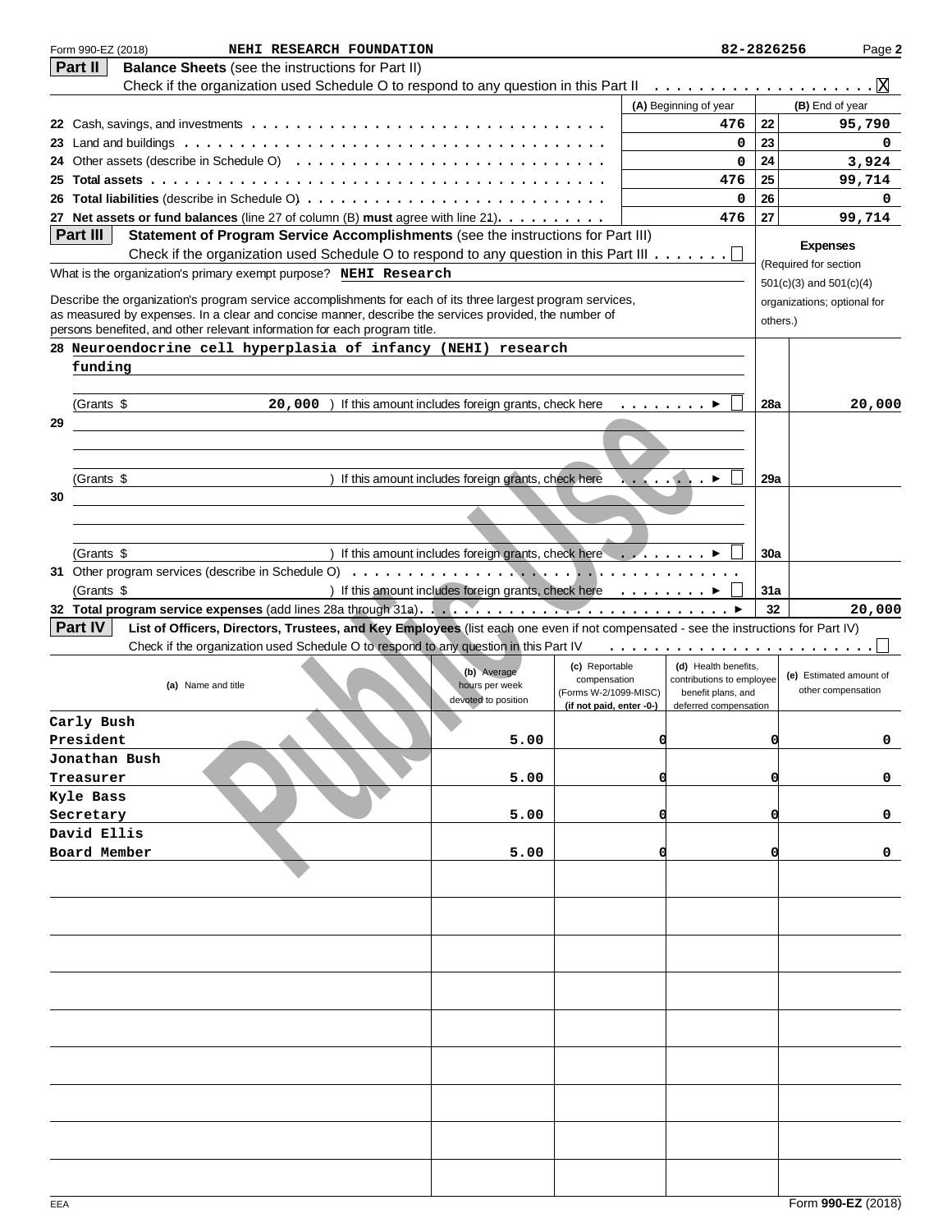Form 990-EZ (2018) **NEHI RESEARCH FOUNDATION** **82-2826256**

**Part II** **Balance Sheets** (see the instructions for Part II)

Check if the organization used Schedule O to respond to any question in this Part II . . . . . . . . . . . . . . . . . . . . X

| | | (A) Beginning of year | | (B) End of year |
|---|---|---|---|---|
| 22 | Cash, savings, and investments | 476 | 22 | 95,790 |
| 23 | Land and buildings | 0 | 23 | 0 |
| 24 | Other assets (describe in Schedule O) | 0 | 24 | 3,924 |
| 25 | **Total assets** | 476 | 25 | 99,714 |
| 26 | **Total liabilities** (describe in Schedule O) | 0 | 26 | 0 |
| 27 | **Net assets or fund balances** (line 27 of column (B) **must** agree with line 21) | 476 | 27 | 99,714 |

**Part III** **Statement of Program Service Accomplishments** (see the instructions for Part III)

Check if the organization used Schedule O to respond to any question in this Part III . . . . . . . ☐

**Expenses** (Required for section 501(c)(3) and 501(c)(4) organizations; optional for others.)

What is the organization's primary exempt purpose? **NEHI Research**

Describe the organization's program service accomplishments for each of its three largest program services, as measured by expenses. In a clear and concise manner, describe the services provided, the number of persons benefited, and other relevant information for each program title.

| | | | |
|---|---|---|---|
| 28 | Neuroendocrine cell hyperplasia of infancy (NEHI) research funding | | |
| | (Grants $ 20,000 ) If this amount includes foreign grants, check here ☐ | 28a | 20,000 |
| 29 | | | |
| | (Grants $ ) If this amount includes foreign grants, check here ☐ | 29a | |
| 30 | | | |
| | (Grants $ ) If this amount includes foreign grants, check here ☐ | 30a | |
| 31 | Other program services (describe in Schedule O) | | |
| | (Grants $ ) If this amount includes foreign grants, check here ☐ | 31a | |
| 32 | **Total program service expenses** (add lines 28a through 31a) | 32 | 20,000 |

**Part IV** **List of Officers, Directors, Trustees, and Key Employees** (list each one even if not compensated - see the instructions for Part IV)

Check if the organization used Schedule O to respond to any question in this Part IV . . . . . . . . . . . . . . . . . . . . . . . . ☐

| (a) Name and title | (b) Average hours per week devoted to position | (c) Reportable compensation (Forms W-2/1099-MISC) (if not paid, enter -0-) | (d) Health benefits, contributions to employee benefit plans, and deferred compensation | (e) Estimated amount of other compensation |
|---|---|---|---|---|
| Carly Bush<br>President | 5.00 | 0 | 0 | 0 |
| Jonathan Bush<br>Treasurer | 5.00 | 0 | 0 | 0 |
| Kyle Bass<br>Secretary | 5.00 | 0 | 0 | 0 |
| David Ellis<br>Board Member | 5.00 | 0 | 0 | 0 |

EEA Form **990-EZ** (2018)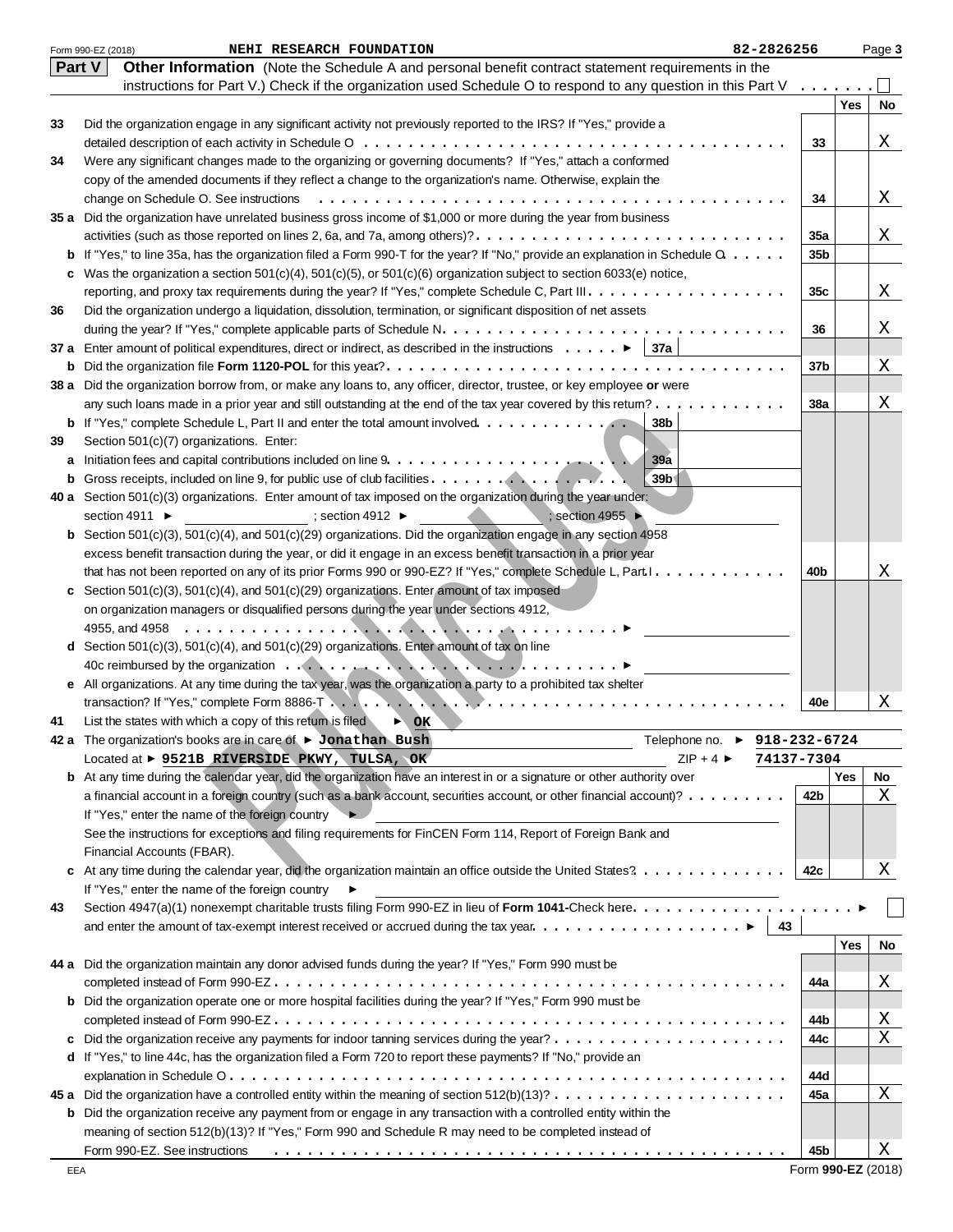Form 990-EZ (2018) **NEHI RESEARCH FOUNDATION** 82-2826256

## Part V Other Information

(Note the Schedule A and personal benefit contract statement requirements in the instructions for Part V.) Check if the organization used Schedule O to respond to any question in this Part V . . . . . . . ☐

| | | Line | Yes | No |
|---|---|---|---|---|
| 33 | Did the organization engage in any significant activity not previously reported to the IRS? If "Yes," provide a detailed description of each activity in Schedule O | 33 | | X |
| 34 | Were any significant changes made to the organizing or governing documents? If "Yes," attach a conformed copy of the amended documents if they reflect a change to the organization's name. Otherwise, explain the change on Schedule O. See instructions | 34 | | X |
| 35 a | Did the organization have unrelated business gross income of $1,000 or more during the year from business activities (such as those reported on lines 2, 6a, and 7a, among others)? | 35a | | X |
| b | If "Yes," to line 35a, has the organization filed a Form 990-T for the year? If "No," provide an explanation in Schedule O | 35b | | |
| c | Was the organization a section 501(c)(4), 501(c)(5), or 501(c)(6) organization subject to section 6033(e) notice, reporting, and proxy tax requirements during the year? If "Yes," complete Schedule C, Part III | 35c | | X |
| 36 | Did the organization undergo a liquidation, dissolution, termination, or significant disposition of net assets during the year? If "Yes," complete applicable parts of Schedule N | 36 | | X |
| 37 a | Enter amount of political expenditures, direct or indirect, as described in the instructions ► 37a | | | |
| b | Did the organization file **Form 1120-POL** for this year? | 37b | | X |
| 38 a | Did the organization borrow from, or make any loans to, any officer, director, trustee, or key employee **or** were any such loans made in a prior year and still outstanding at the end of the tax year covered by this return? | 38a | | X |
| b | If "Yes," complete Schedule L, Part II and enter the total amount involved 38b | | | |
| 39 | Section 501(c)(7) organizations. Enter: | | | |
| a | Initiation fees and capital contributions included on line 9 39a | | | |
| b | Gross receipts, included on line 9, for public use of club facilities 39b | | | |
| 40 a | Section 501(c)(3) organizations. Enter amount of tax imposed on the organization during the year under: section 4911 ► ; section 4912 ► ; section 4955 ► | | | |
| b | Section 501(c)(3), 501(c)(4), and 501(c)(29) organizations. Did the organization engage in any section 4958 excess benefit transaction during the year, or did it engage in an excess benefit transaction in a prior year that has not been reported on any of its prior Forms 990 or 990-EZ? If "Yes," complete Schedule L, Part I | 40b | | X |
| c | Section 501(c)(3), 501(c)(4), and 501(c)(29) organizations. Enter amount of tax imposed on organization managers or disqualified persons during the year under sections 4912, 4955, and 4958 ► | | | |
| d | Section 501(c)(3), 501(c)(4), and 501(c)(29) organizations. Enter amount of tax on line 40c reimbursed by the organization ► | | | |
| e | All organizations. At any time during the tax year, was the organization a party to a prohibited tax shelter transaction? If "Yes," complete Form 8886-T | 40e | | X |

**41** List the states with which a copy of this return is filed ► **OK**

**42 a** The organization's books are in care of ► **Jonathan Bush** Telephone no. ► **918-232-6724**

Located at ► **9521B RIVERSIDE PKWY, TULSA, OK** ZIP + 4 ► **74137-7304**

| | | Line | Yes | No |
|---|---|---|---|---|
| b | At any time during the calendar year, did the organization have an interest in or a signature or other authority over a financial account in a foreign country (such as a bank account, securities account, or other financial account)? If "Yes," enter the name of the foreign country ► See the instructions for exceptions and filing requirements for FinCEN Form 114, Report of Foreign Bank and Financial Accounts (FBAR). | 42b | | X |
| c | At any time during the calendar year, did the organization maintain an office outside the United States? If "Yes," enter the name of the foreign country ► | 42c | | X |

**43** Section 4947(a)(1) nonexempt charitable trusts filing Form 990-EZ in lieu of **Form 1041**-Check here ► ☐ and enter the amount of tax-exempt interest received or accrued during the tax year ► 43

| | | Line | Yes | No |
|---|---|---|---|---|
| 44 a | Did the organization maintain any donor advised funds during the year? If "Yes," Form 990 must be completed instead of Form 990-EZ | 44a | | X |
| b | Did the organization operate one or more hospital facilities during the year? If "Yes," Form 990 must be completed instead of Form 990-EZ | 44b | | X |
| c | Did the organization receive any payments for indoor tanning services during the year? | 44c | | X |
| d | If "Yes," to line 44c, has the organization filed a Form 720 to report these payments? If "No," provide an explanation in Schedule O | 44d | | |
| 45 a | Did the organization have a controlled entity within the meaning of section 512(b)(13)? | 45a | | X |
| b | Did the organization receive any payment from or engage in any transaction with a controlled entity within the meaning of section 512(b)(13)? If "Yes," Form 990 and Schedule R may need to be completed instead of Form 990-EZ. See instructions | 45b | | X |

EEA Form **990-EZ** (2018)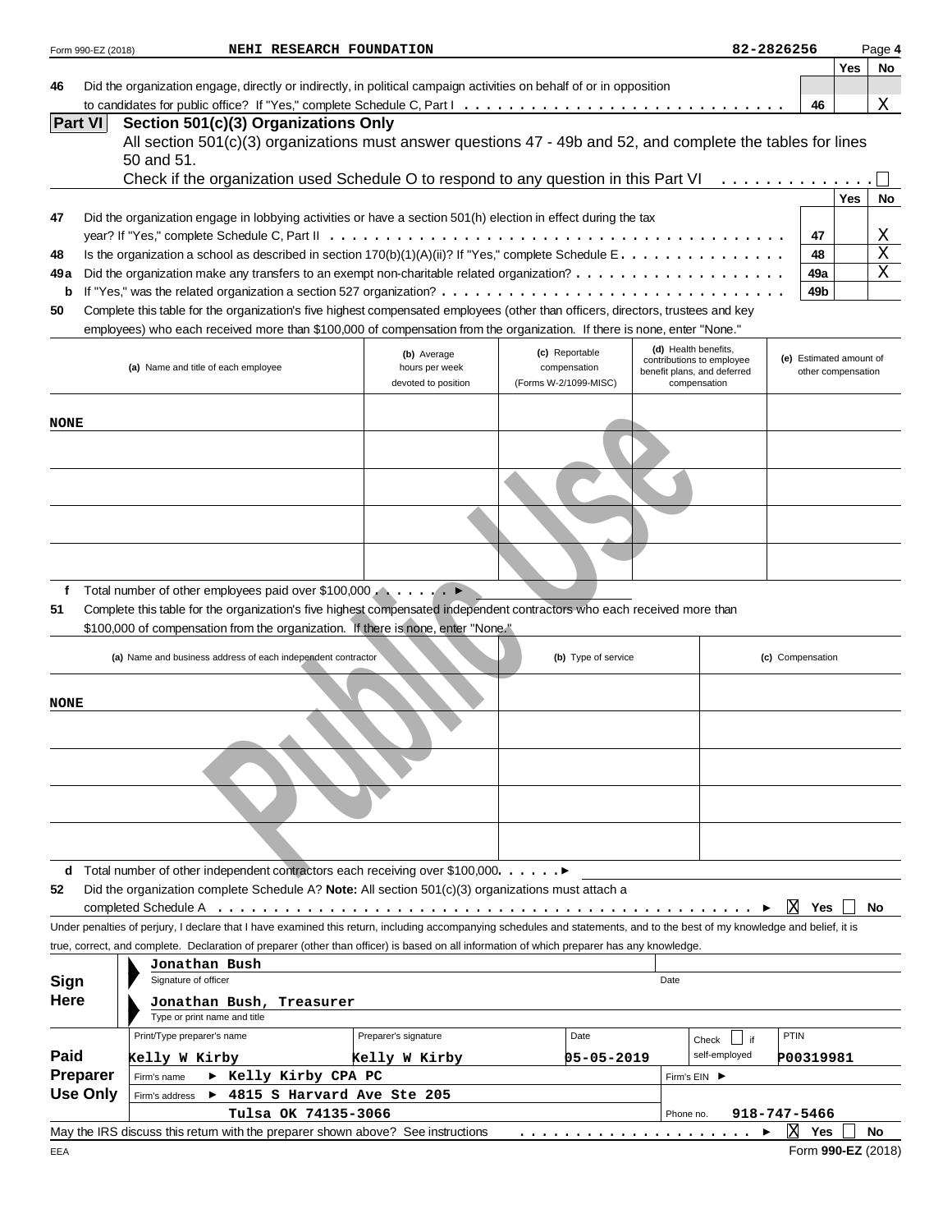Form 990-EZ (2018) NEHI RESEARCH FOUNDATION 82-2826256

| | | | Yes | No |
|---|---|---|---|---|
| **46** | Did the organization engage, directly or indirectly, in political campaign activities on behalf of or in opposition to candidates for public office? If "Yes," complete Schedule C, Part I | 46 | | X |

## Part VI Section 501(c)(3) Organizations Only

All section 501(c)(3) organizations must answer questions 47 - 49b and 52, and complete the tables for lines 50 and 51.

Check if the organization used Schedule O to respond to any question in this Part VI ☐

| | | | Yes | No |
|---|---|---|---|---|
| **47** | Did the organization engage in lobbying activities or have a section 501(h) election in effect during the tax year? If "Yes," complete Schedule C, Part II | 47 | | X |
| **48** | Is the organization a school as described in section 170(b)(1)(A)(ii)? If "Yes," complete Schedule E | 48 | | X |
| **49a** | Did the organization make any transfers to an exempt non-charitable related organization? | 49a | | X |
| **b** | If "Yes," was the related organization a section 527 organization? | 49b | | |

**50** Complete this table for the organization's five highest compensated employees (other than officers, directors, trustees and key employees) who each received more than $100,000 of compensation from the organization. If there is none, enter "None."

| (a) Name and title of each employee | (b) Average hours per week devoted to position | (c) Reportable compensation (Forms W-2/1099-MISC) | (d) Health benefits, contributions to employee benefit plans, and deferred compensation | (e) Estimated amount of other compensation |
|---|---|---|---|---|
| NONE | | | | |
| | | | | |
| | | | | |
| | | | | |
| | | | | |

**f** Total number of other employees paid over $100,000 ▶

**51** Complete this table for the organization's five highest compensated independent contractors who each received more than $100,000 of compensation from the organization. If there is none, enter "None."

| (a) Name and business address of each independent contractor | (b) Type of service | (c) Compensation |
|---|---|---|
| NONE | | |
| | | |
| | | |
| | | |
| | | |

**d** Total number of other independent contractors each receiving over $100,000 ▶

**52** Did the organization complete Schedule A? **Note:** All section 501(c)(3) organizations must attach a completed Schedule A ▶ ☒ Yes ☐ No

Under penalties of perjury, I declare that I have examined this return, including accompanying schedules and statements, and to the best of my knowledge and belief, it is true, correct, and complete. Declaration of preparer (other than officer) is based on all information of which preparer has any knowledge.

**Sign Here**

Jonathan Bush
Signature of officer — Date

Jonathan Bush, Treasurer
Type or print name and title

**Paid Preparer Use Only**

| Print/Type preparer's name | Preparer's signature | Date | Check ☐ if self-employed | PTIN |
|---|---|---|---|---|
| Kelly W Kirby | Kelly W Kirby | 05-05-2019 | | P00319981 |

Firm's name ▶ Kelly Kirby CPA PC — Firm's EIN ▶

Firm's address ▶ 4815 S Harvard Ave Ste 205, Tulsa OK 74135-3066 — Phone no. 918-747-5466

May the IRS discuss this return with the preparer shown above? See instructions ▶ ☒ Yes ☐ No

EEA Form **990-EZ** (2018)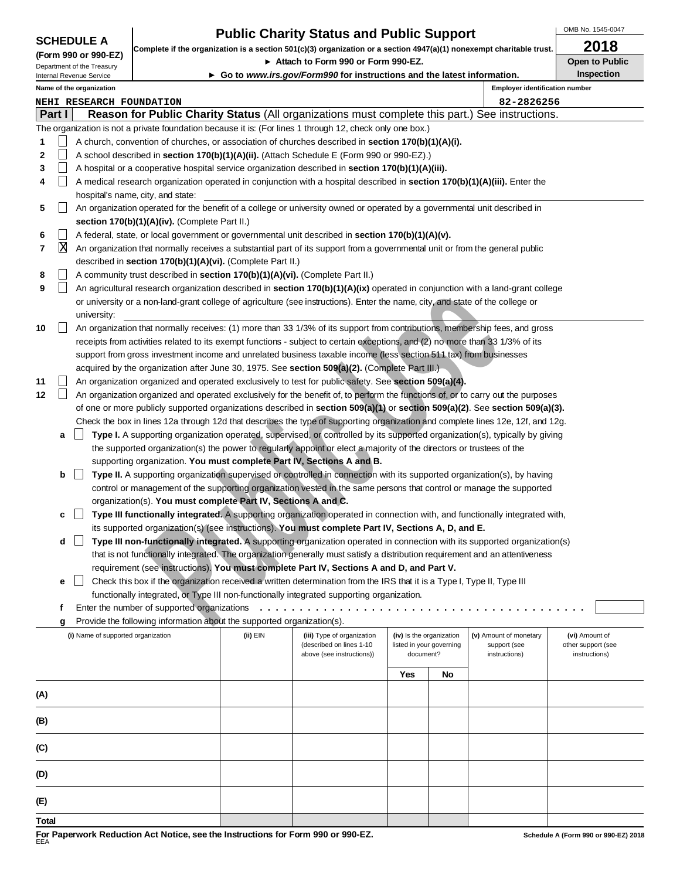**SCHEDULE A**
**(Form 990 or 990-EZ)**
Department of the Treasury
Internal Revenue Service

# Public Charity Status and Public Support

**Complete if the organization is a section 501(c)(3) organization or a section 4947(a)(1) nonexempt charitable trust.**
► Attach to Form 990 or Form 990-EZ.
► Go to *www.irs.gov/Form990* for instructions and the latest information.

OMB No. 1545-0047
**2018**
**Open to Public Inspection**

Name of the organization: NEHI RESEARCH FOUNDATION
Employer identification number: 82-2826256

## Part I Reason for Public Charity Status (All organizations must complete this part.) See instructions.

The organization is not a private foundation because it is: (For lines 1 through 12, check only one box.)

1 ☐ A church, convention of churches, or association of churches described in **section 170(b)(1)(A)(i).**

2 ☐ A school described in **section 170(b)(1)(A)(ii).** (Attach Schedule E (Form 990 or 990-EZ).)

3 ☐ A hospital or a cooperative hospital service organization described in **section 170(b)(1)(A)(iii).**

4 ☐ A medical research organization operated in conjunction with a hospital described in **section 170(b)(1)(A)(iii).** Enter the hospital's name, city, and state:

5 ☐ An organization operated for the benefit of a college or university owned or operated by a governmental unit described in **section 170(b)(1)(A)(iv).** (Complete Part II.)

6 ☐ A federal, state, or local government or governmental unit described in **section 170(b)(1)(A)(v).**

7 ☒ An organization that normally receives a substantial part of its support from a governmental unit or from the general public described in **section 170(b)(1)(A)(vi).** (Complete Part II.)

8 ☐ A community trust described in **section 170(b)(1)(A)(vi).** (Complete Part II.)

9 ☐ An agricultural research organization described in **section 170(b)(1)(A)(ix)** operated in conjunction with a land-grant college or university or a non-land-grant college of agriculture (see instructions). Enter the name, city, and state of the college or university:

10 ☐ An organization that normally receives: (1) more than 33 1/3% of its support from contributions, membership fees, and gross receipts from activities related to its exempt functions - subject to certain exceptions, and (2) no more than 33 1/3% of its support from gross investment income and unrelated business taxable income (less section 511 tax) from businesses acquired by the organization after June 30, 1975. See **section 509(a)(2).** (Complete Part III.)

11 ☐ An organization organized and operated exclusively to test for public safety. See **section 509(a)(4).**

12 ☐ An organization organized and operated exclusively for the benefit of, to perform the functions of, or to carry out the purposes of one or more publicly supported organizations described in **section 509(a)(1)** or **section 509(a)(2)**. See **section 509(a)(3).** Check the box in lines 12a through 12d that describes the type of supporting organization and complete lines 12e, 12f, and 12g.

**a** ☐ **Type I.** A supporting organization operated, supervised, or controlled by its supported organization(s), typically by giving the supported organization(s) the power to regularly appoint or elect a majority of the directors or trustees of the supporting organization. **You must complete Part IV, Sections A and B.**

**b** ☐ **Type II.** A supporting organization supervised or controlled in connection with its supported organization(s), by having control or management of the supporting organization vested in the same persons that control or manage the supported organization(s). **You must complete Part IV, Sections A and C.**

**c** ☐ **Type III functionally integrated.** A supporting organization operated in connection with, and functionally integrated with, its supported organization(s) (see instructions). **You must complete Part IV, Sections A, D, and E.**

**d** ☐ **Type III non-functionally integrated.** A supporting organization operated in connection with its supported organization(s) that is not functionally integrated. The organization generally must satisfy a distribution requirement and an attentiveness requirement (see instructions). **You must complete Part IV, Sections A and D, and Part V.**

**e** ☐ Check this box if the organization received a written determination from the IRS that it is a Type I, Type II, Type III functionally integrated, or Type III non-functionally integrated supporting organization.

**f** Enter the number of supported organizations

**g** Provide the following information about the supported organization(s).

| (i) Name of supported organization | (ii) EIN | (iii) Type of organization (described on lines 1-10 above (see instructions)) | (iv) Is the organization listed in your governing document? Yes | No | (v) Amount of monetary support (see instructions) | (vi) Amount of other support (see instructions) |
|---|---|---|---|---|---|---|
| (A) | | | | | | |
| (B) | | | | | | |
| (C) | | | | | | |
| (D) | | | | | | |
| (E) | | | | | | |
| Total | | | | | | |

**For Paperwork Reduction Act Notice, see the Instructions for Form 990 or 990-EZ.**
EEA
Schedule A (Form 990 or 990-EZ) 2018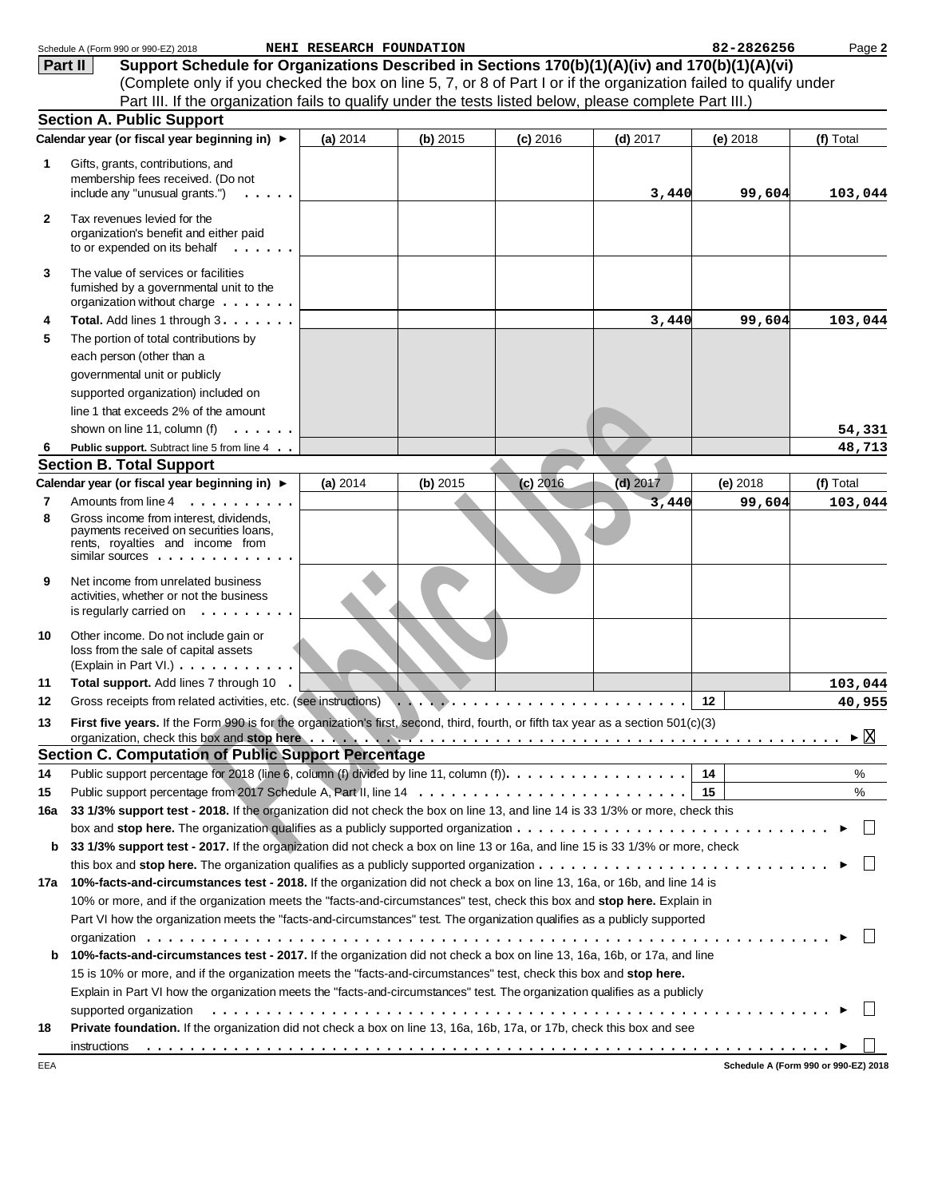Schedule A (Form 990 or 990-EZ) 2018 NEHI RESEARCH FOUNDATION 82-2826256 Page **2**

**Part II** **Support Schedule for Organizations Described in Sections 170(b)(1)(A)(iv) and 170(b)(1)(A)(vi)**
(Complete only if you checked the box on line 5, 7, or 8 of Part I or if the organization failed to qualify under Part III. If the organization fails to qualify under the tests listed below, please complete Part III.)

## Section A. Public Support

| | Calendar year (or fiscal year beginning in) ► | (a) 2014 | (b) 2015 | (c) 2016 | (d) 2017 | (e) 2018 | (f) Total |
|---|---|---|---|---|---|---|---|
| 1 | Gifts, grants, contributions, and membership fees received. (Do not include any "unusual grants.") | | | | 3,440 | 99,604 | 103,044 |
| 2 | Tax revenues levied for the organization's benefit and either paid to or expended on its behalf | | | | | | |
| 3 | The value of services or facilities furnished by a governmental unit to the organization without charge | | | | | | |
| 4 | **Total.** Add lines 1 through 3 | | | | 3,440 | 99,604 | 103,044 |
| 5 | The portion of total contributions by each person (other than a governmental unit or publicly supported organization) included on line 1 that exceeds 2% of the amount shown on line 11, column (f) | | | | | | 54,331 |
| 6 | **Public support.** Subtract line 5 from line 4 | | | | | | 48,713 |

## Section B. Total Support

| | Calendar year (or fiscal year beginning in) ► | (a) 2014 | (b) 2015 | (c) 2016 | (d) 2017 | (e) 2018 | (f) Total |
|---|---|---|---|---|---|---|---|
| 7 | Amounts from line 4 | | | | 3,440 | 99,604 | 103,044 |
| 8 | Gross income from interest, dividends, payments received on securities loans, rents, royalties and income from similar sources | | | | | | |
| 9 | Net income from unrelated business activities, whether or not the business is regularly carried on | | | | | | |
| 10 | Other income. Do not include gain or loss from the sale of capital assets (Explain in Part VI.) | | | | | | |
| 11 | **Total support.** Add lines 7 through 10 | | | | | | 103,044 |

12 Gross receipts from related activities, etc. (see instructions) **12** 40,955

13 **First five years.** If the Form 990 is for the organization's first, second, third, fourth, or fifth tax year as a section 501(c)(3) organization, check this box and **stop here** ► [X]

## Section C. Computation of Public Support Percentage

14 Public support percentage for 2018 (line 6, column (f) divided by line 11, column (f)) **14** %

15 Public support percentage from 2017 Schedule A, Part II, line 14 **15** %

**16a** **33 1/3% support test - 2018.** If the organization did not check the box on line 13, and line 14 is 33 1/3% or more, check this box and **stop here.** The organization qualifies as a publicly supported organization ► [ ]

**b** **33 1/3% support test - 2017.** If the organization did not check a box on line 13 or 16a, and line 15 is 33 1/3% or more, check this box and **stop here.** The organization qualifies as a publicly supported organization ► [ ]

**17a** **10%-facts-and-circumstances test - 2018.** If the organization did not check a box on line 13, 16a, or 16b, and line 14 is 10% or more, and if the organization meets the "facts-and-circumstances" test, check this box and **stop here.** Explain in Part VI how the organization meets the "facts-and-circumstances" test. The organization qualifies as a publicly supported organization ► [ ]

**b** **10%-facts-and-circumstances test - 2017.** If the organization did not check a box on line 13, 16a, 16b, or 17a, and line 15 is 10% or more, and if the organization meets the "facts-and-circumstances" test, check this box and **stop here.** Explain in Part VI how the organization meets the "facts-and-circumstances" test. The organization qualifies as a publicly supported organization ► [ ]

**18** **Private foundation.** If the organization did not check a box on line 13, 16a, 16b, 17a, or 17b, check this box and see instructions ► [ ]

EEA **Schedule A (Form 990 or 990-EZ) 2018**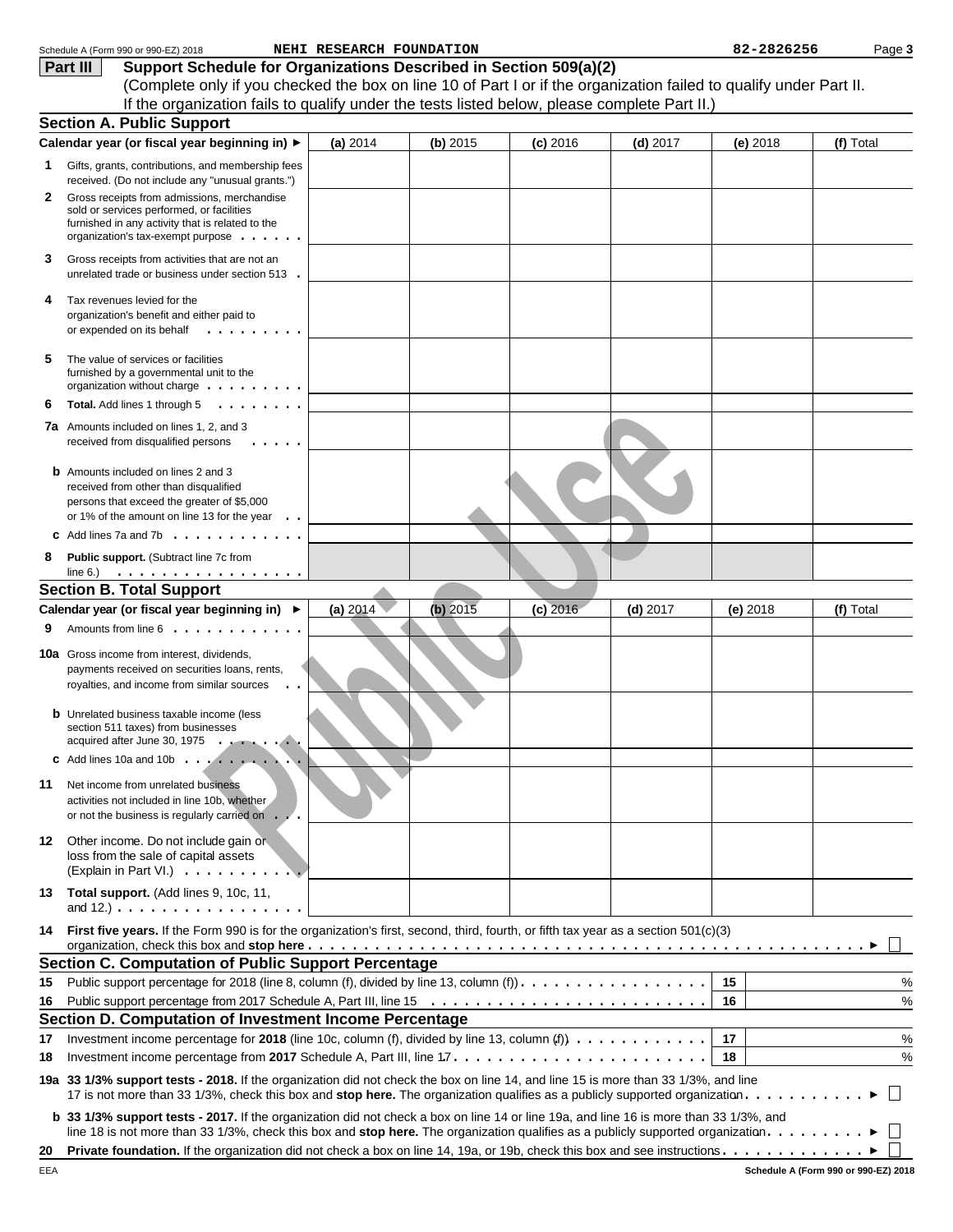Schedule A (Form 990 or 990-EZ) 2018 NEHI RESEARCH FOUNDATION 82-2826256 Page **3**

**Part III** **Support Schedule for Organizations Described in Section 509(a)(2)**

(Complete only if you checked the box on line 10 of Part I or if the organization failed to qualify under Part II. If the organization fails to qualify under the tests listed below, please complete Part II.)

## Section A. Public Support

| Calendar year (or fiscal year beginning in) ► | (a) 2014 | (b) 2015 | (c) 2016 | (d) 2017 | (e) 2018 | (f) Total |
|---|---|---|---|---|---|---|
| **1** Gifts, grants, contributions, and membership fees received. (Do not include any "unusual grants.") | | | | | | |
| **2** Gross receipts from admissions, merchandise sold or services performed, or facilities furnished in any activity that is related to the organization's tax-exempt purpose | | | | | | |
| **3** Gross receipts from activities that are not an unrelated trade or business under section 513 | | | | | | |
| **4** Tax revenues levied for the organization's benefit and either paid to or expended on its behalf | | | | | | |
| **5** The value of services or facilities furnished by a governmental unit to the organization without charge | | | | | | |
| **6** **Total.** Add lines 1 through 5 | | | | | | |
| **7a** Amounts included on lines 1, 2, and 3 received from disqualified persons | | | | | | |
| **b** Amounts included on lines 2 and 3 received from other than disqualified persons that exceed the greater of $5,000 or 1% of the amount on line 13 for the year | | | | | | |
| **c** Add lines 7a and 7b | | | | | | |
| **8** **Public support.** (Subtract line 7c from line 6.) | | | | | | |

## Section B. Total Support

| Calendar year (or fiscal year beginning in) ► | (a) 2014 | (b) 2015 | (c) 2016 | (d) 2017 | (e) 2018 | (f) Total |
|---|---|---|---|---|---|---|
| **9** Amounts from line 6 | | | | | | |
| **10a** Gross income from interest, dividends, payments received on securities loans, rents, royalties, and income from similar sources | | | | | | |
| **b** Unrelated business taxable income (less section 511 taxes) from businesses acquired after June 30, 1975 | | | | | | |
| **c** Add lines 10a and 10b | | | | | | |
| **11** Net income from unrelated business activities not included in line 10b, whether or not the business is regularly carried on | | | | | | |
| **12** Other income. Do not include gain or loss from the sale of capital assets (Explain in Part VI.) | | | | | | |
| **13** **Total support.** (Add lines 9, 10c, 11, and 12.) | | | | | | |

**14** **First five years.** If the Form 990 is for the organization's first, second, third, fourth, or fifth tax year as a section 501(c)(3) organization, check this box and **stop here** ► ☐

## Section C. Computation of Public Support Percentage

| | | | |
|---|---|---|---|
| **15** | Public support percentage for 2018 (line 8, column (f), divided by line 13, column (f)) | 15 | % |
| **16** | Public support percentage from 2017 Schedule A, Part III, line 15 | 16 | % |

## Section D. Computation of Investment Income Percentage

| | | | |
|---|---|---|---|
| **17** | Investment income percentage for **2018** (line 10c, column (f), divided by line 13, column (f)) | 17 | % |
| **18** | Investment income percentage from **2017** Schedule A, Part III, line 17 | 18 | % |

**19a** **33 1/3% support tests - 2018.** If the organization did not check the box on line 14, and line 15 is more than 33 1/3%, and line 17 is not more than 33 1/3%, check this box and **stop here.** The organization qualifies as a publicly supported organization ► ☐

**b** **33 1/3% support tests - 2017.** If the organization did not check a box on line 14 or line 19a, and line 16 is more than 33 1/3%, and line 18 is not more than 33 1/3%, check this box and **stop here.** The organization qualifies as a publicly supported organization ► ☐

**20** **Private foundation.** If the organization did not check a box on line 14, 19a, or 19b, check this box and see instructions ► ☐

EEA **Schedule A (Form 990 or 990-EZ) 2018**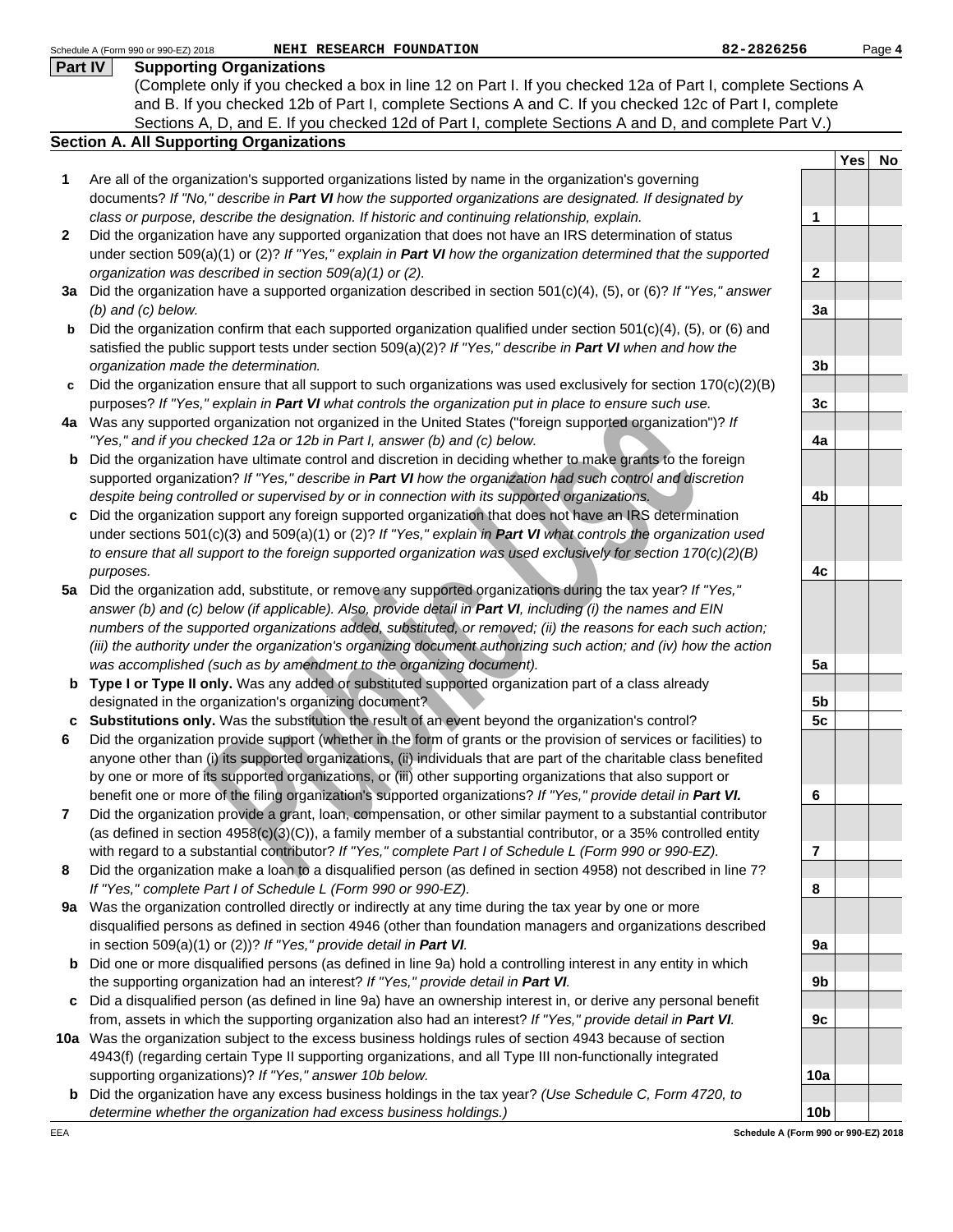Schedule A (Form 990 or 990-EZ) 2018 NEHI RESEARCH FOUNDATION 82-2826256 Page 4

## Part IV Supporting Organizations

(Complete only if you checked a box in line 12 on Part I. If you checked 12a of Part I, complete Sections A and B. If you checked 12b of Part I, complete Sections A and C. If you checked 12c of Part I, complete Sections A, D, and E. If you checked 12d of Part I, complete Sections A and D, and complete Part V.)

### Section A. All Supporting Organizations

| | | | Yes | No |
|---|---|---|---|---|
| **1** | Are all of the organization's supported organizations listed by name in the organization's governing documents? *If "No," describe in* ***Part VI*** *how the supported organizations are designated. If designated by class or purpose, describe the designation. If historic and continuing relationship, explain.* | 1 | | |
| **2** | Did the organization have any supported organization that does not have an IRS determination of status under section 509(a)(1) or (2)? *If "Yes," explain in* ***Part VI*** *how the organization determined that the supported organization was described in section 509(a)(1) or (2).* | 2 | | |
| **3a** | Did the organization have a supported organization described in section 501(c)(4), (5), or (6)? *If "Yes," answer (b) and (c) below.* | 3a | | |
| **b** | Did the organization confirm that each supported organization qualified under section 501(c)(4), (5), or (6) and satisfied the public support tests under section 509(a)(2)? *If "Yes," describe in* ***Part VI*** *when and how the organization made the determination.* | 3b | | |
| **c** | Did the organization ensure that all support to such organizations was used exclusively for section 170(c)(2)(B) purposes? *If "Yes," explain in* ***Part VI*** *what controls the organization put in place to ensure such use.* | 3c | | |
| **4a** | Was any supported organization not organized in the United States ("foreign supported organization")? *If "Yes," and if you checked 12a or 12b in Part I, answer (b) and (c) below.* | 4a | | |
| **b** | Did the organization have ultimate control and discretion in deciding whether to make grants to the foreign supported organization? *If "Yes," describe in* ***Part VI*** *how the organization had such control and discretion despite being controlled or supervised by or in connection with its supported organizations.* | 4b | | |
| **c** | Did the organization support any foreign supported organization that does not have an IRS determination under sections 501(c)(3) and 509(a)(1) or (2)? *If "Yes," explain in* ***Part VI*** *what controls the organization used to ensure that all support to the foreign supported organization was used exclusively for section 170(c)(2)(B) purposes.* | 4c | | |
| **5a** | Did the organization add, substitute, or remove any supported organizations during the tax year? *If "Yes," answer (b) and (c) below (if applicable). Also, provide detail in* ***Part VI****, including (i) the names and EIN numbers of the supported organizations added, substituted, or removed; (ii) the reasons for each such action; (iii) the authority under the organization's organizing document authorizing such action; and (iv) how the action was accomplished (such as by amendment to the organizing document).* | 5a | | |
| **b** | **Type I or Type II only.** Was any added or substituted supported organization part of a class already designated in the organization's organizing document? | 5b | | |
| **c** | **Substitutions only.** Was the substitution the result of an event beyond the organization's control? | 5c | | |
| **6** | Did the organization provide support (whether in the form of grants or the provision of services or facilities) to anyone other than (i) its supported organizations, (ii) individuals that are part of the charitable class benefited by one or more of its supported organizations, or (iii) other supporting organizations that also support or benefit one or more of the filing organization's supported organizations? *If "Yes," provide detail in* ***Part VI.*** | 6 | | |
| **7** | Did the organization provide a grant, loan, compensation, or other similar payment to a substantial contributor (as defined in section 4958(c)(3)(C)), a family member of a substantial contributor, or a 35% controlled entity with regard to a substantial contributor? *If "Yes," complete Part I of Schedule L (Form 990 or 990-EZ).* | 7 | | |
| **8** | Did the organization make a loan to a disqualified person (as defined in section 4958) not described in line 7? *If "Yes," complete Part I of Schedule L (Form 990 or 990-EZ).* | 8 | | |
| **9a** | Was the organization controlled directly or indirectly at any time during the tax year by one or more disqualified persons as defined in section 4946 (other than foundation managers and organizations described in section 509(a)(1) or (2))? *If "Yes," provide detail in* ***Part VI.*** | 9a | | |
| **b** | Did one or more disqualified persons (as defined in line 9a) hold a controlling interest in any entity in which the supporting organization had an interest? *If "Yes," provide detail in* ***Part VI.*** | 9b | | |
| **c** | Did a disqualified person (as defined in line 9a) have an ownership interest in, or derive any personal benefit from, assets in which the supporting organization also had an interest? *If "Yes," provide detail in* ***Part VI.*** | 9c | | |
| **10a** | Was the organization subject to the excess business holdings rules of section 4943 because of section 4943(f) (regarding certain Type II supporting organizations, and all Type III non-functionally integrated supporting organizations)? *If "Yes," answer 10b below.* | 10a | | |
| **b** | Did the organization have any excess business holdings in the tax year? *(Use Schedule C, Form 4720, to determine whether the organization had excess business holdings.)* | 10b | | |

EEA Schedule A (Form 990 or 990-EZ) 2018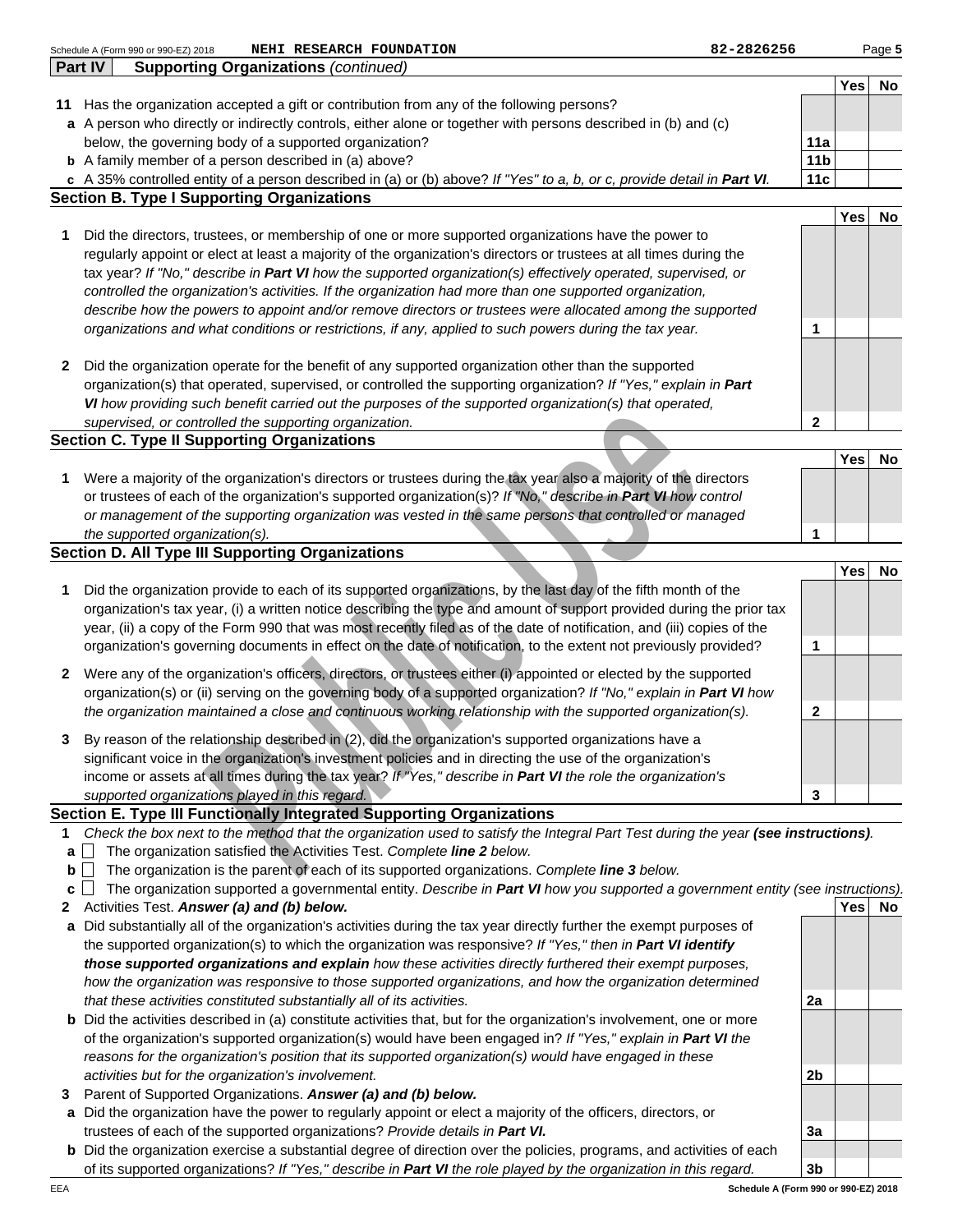Schedule A (Form 990 or 990-EZ) 2018 NEHI RESEARCH FOUNDATION 82-2826256 Page **5**

**Part IV** **Supporting Organizations** *(continued)*

| | | | Yes | No |
|---|---|---|---|---|
| **11** | Has the organization accepted a gift or contribution from any of the following persons? | | | |
| **a** | A person who directly or indirectly controls, either alone or together with persons described in (b) and (c) below, the governing body of a supported organization? | **11a** | | |
| **b** | A family member of a person described in (a) above? | **11b** | | |
| **c** | A 35% controlled entity of a person described in (a) or (b) above? *If "Yes" to a, b, or c, provide detail in **Part VI**.* | **11c** | | |

**Section B. Type I Supporting Organizations**

| | | | Yes | No |
|---|---|---|---|---|
| **1** | Did the directors, trustees, or membership of one or more supported organizations have the power to regularly appoint or elect at least a majority of the organization's directors or trustees at all times during the tax year? *If "No," describe in **Part VI** how the supported organization(s) effectively operated, supervised, or controlled the organization's activities. If the organization had more than one supported organization, describe how the powers to appoint and/or remove directors or trustees were allocated among the supported organizations and what conditions or restrictions, if any, applied to such powers during the tax year.* | **1** | | |
| **2** | Did the organization operate for the benefit of any supported organization other than the supported organization(s) that operated, supervised, or controlled the supporting organization? *If "Yes," explain in **Part VI** how providing such benefit carried out the purposes of the supported organization(s) that operated, supervised, or controlled the supporting organization.* | **2** | | |

**Section C. Type II Supporting Organizations**

| | | | Yes | No |
|---|---|---|---|---|
| **1** | Were a majority of the organization's directors or trustees during the tax year also a majority of the directors or trustees of each of the organization's supported organization(s)? *If "No," describe in **Part VI** how control or management of the supporting organization was vested in the same persons that controlled or managed the supported organization(s).* | **1** | | |

**Section D. All Type III Supporting Organizations**

| | | | Yes | No |
|---|---|---|---|---|
| **1** | Did the organization provide to each of its supported organizations, by the last day of the fifth month of the organization's tax year, (i) a written notice describing the type and amount of support provided during the prior tax year, (ii) a copy of the Form 990 that was most recently filed as of the date of notification, and (iii) copies of the organization's governing documents in effect on the date of notification, to the extent not previously provided? | **1** | | |
| **2** | Were any of the organization's officers, directors, or trustees either (i) appointed or elected by the supported organization(s) or (ii) serving on the governing body of a supported organization? *If "No," explain in **Part VI** how the organization maintained a close and continuous working relationship with the supported organization(s).* | **2** | | |
| **3** | By reason of the relationship described in (2), did the organization's supported organizations have a significant voice in the organization's investment policies and in directing the use of the organization's income or assets at all times during the tax year? *If "Yes," describe in **Part VI** the role the organization's supported organizations played in this regard.* | **3** | | |

**Section E. Type III Functionally Integrated Supporting Organizations**

**1** *Check the box next to the method that the organization used to satisfy the Integral Part Test during the year **(see instructions)**.*

**a** ☐ The organization satisfied the Activities Test. *Complete **line 2** below.*

**b** ☐ The organization is the parent of each of its supported organizations. *Complete **line 3** below.*

**c** ☐ The organization supported a governmental entity. *Describe in **Part VI** how you supported a government entity (see instructions).*

| | | | Yes | No |
|---|---|---|---|---|
| **2** | Activities Test. ***Answer (a) and (b) below.*** | | | |
| **a** | Did substantially all of the organization's activities during the tax year directly further the exempt purposes of the supported organization(s) to which the organization was responsive? *If "Yes," then in **Part VI identify those supported organizations and explain** how these activities directly furthered their exempt purposes, how the organization was responsive to those supported organizations, and how the organization determined that these activities constituted substantially all of its activities.* | **2a** | | |
| **b** | Did the activities described in (a) constitute activities that, but for the organization's involvement, one or more of the organization's supported organization(s) would have been engaged in? *If "Yes," explain in **Part VI** the reasons for the organization's position that its supported organization(s) would have engaged in these activities but for the organization's involvement.* | **2b** | | |
| **3** | Parent of Supported Organizations. ***Answer (a) and (b) below.*** | | | |
| **a** | Did the organization have the power to regularly appoint or elect a majority of the officers, directors, or trustees of each of the supported organizations? *Provide details in **Part VI.*** | **3a** | | |
| **b** | Did the organization exercise a substantial degree of direction over the policies, programs, and activities of each of its supported organizations? *If "Yes," describe in **Part VI** the role played by the organization in this regard.* | **3b** | | |

EEA **Schedule A (Form 990 or 990-EZ) 2018**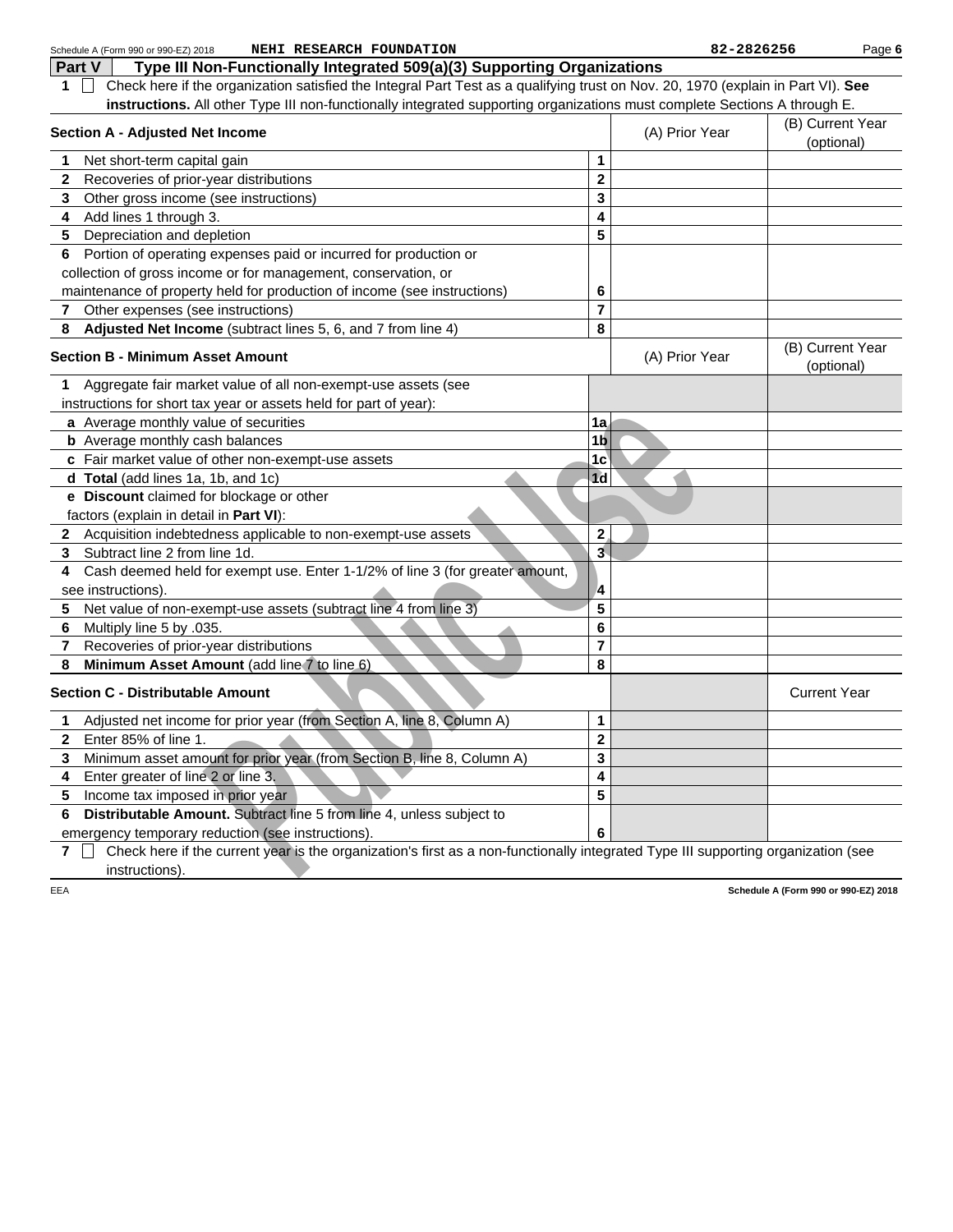Schedule A (Form 990 or 990-EZ) 2018 NEHI RESEARCH FOUNDATION 82-2826256

## Part V Type III Non-Functionally Integrated 509(a)(3) Supporting Organizations

1 ☐ Check here if the organization satisfied the Integral Part Test as a qualifying trust on Nov. 20, 1970 (explain in Part VI). **See instructions.** All other Type III non-functionally integrated supporting organizations must complete Sections A through E.

| **Section A - Adjusted Net Income** | | (A) Prior Year | (B) Current Year (optional) |
|---|---|---|---|
| **1** Net short-term capital gain | 1 | | |
| **2** Recoveries of prior-year distributions | 2 | | |
| **3** Other gross income (see instructions) | 3 | | |
| **4** Add lines 1 through 3. | 4 | | |
| **5** Depreciation and depletion | 5 | | |
| **6** Portion of operating expenses paid or incurred for production or collection of gross income or for management, conservation, or maintenance of property held for production of income (see instructions) | 6 | | |
| **7** Other expenses (see instructions) | 7 | | |
| **8** **Adjusted Net Income** (subtract lines 5, 6, and 7 from line 4) | 8 | | |

| **Section B - Minimum Asset Amount** | | (A) Prior Year | (B) Current Year (optional) |
|---|---|---|---|
| **1** Aggregate fair market value of all non-exempt-use assets (see instructions for short tax year or assets held for part of year): | | | |
| **a** Average monthly value of securities | 1a | | |
| **b** Average monthly cash balances | 1b | | |
| **c** Fair market value of other non-exempt-use assets | 1c | | |
| **d** **Total** (add lines 1a, 1b, and 1c) | 1d | | |
| **e** **Discount** claimed for blockage or other factors (explain in detail in **Part VI**): | | | |
| **2** Acquisition indebtedness applicable to non-exempt-use assets | 2 | | |
| **3** Subtract line 2 from line 1d. | 3 | | |
| **4** Cash deemed held for exempt use. Enter 1-1/2% of line 3 (for greater amount, see instructions). | 4 | | |
| **5** Net value of non-exempt-use assets (subtract line 4 from line 3) | 5 | | |
| **6** Multiply line 5 by .035. | 6 | | |
| **7** Recoveries of prior-year distributions | 7 | | |
| **8** **Minimum Asset Amount** (add line 7 to line 6) | 8 | | |

| **Section C - Distributable Amount** | | | Current Year |
|---|---|---|---|
| **1** Adjusted net income for prior year (from Section A, line 8, Column A) | 1 | | |
| **2** Enter 85% of line 1. | 2 | | |
| **3** Minimum asset amount for prior year (from Section B, line 8, Column A) | 3 | | |
| **4** Enter greater of line 2 or line 3. | 4 | | |
| **5** Income tax imposed in prior year | 5 | | |
| **6** **Distributable Amount.** Subtract line 5 from line 4, unless subject to emergency temporary reduction (see instructions). | 6 | | |

7 ☐ Check here if the current year is the organization's first as a non-functionally integrated Type III supporting organization (see instructions).

EEA Schedule A (Form 990 or 990-EZ) 2018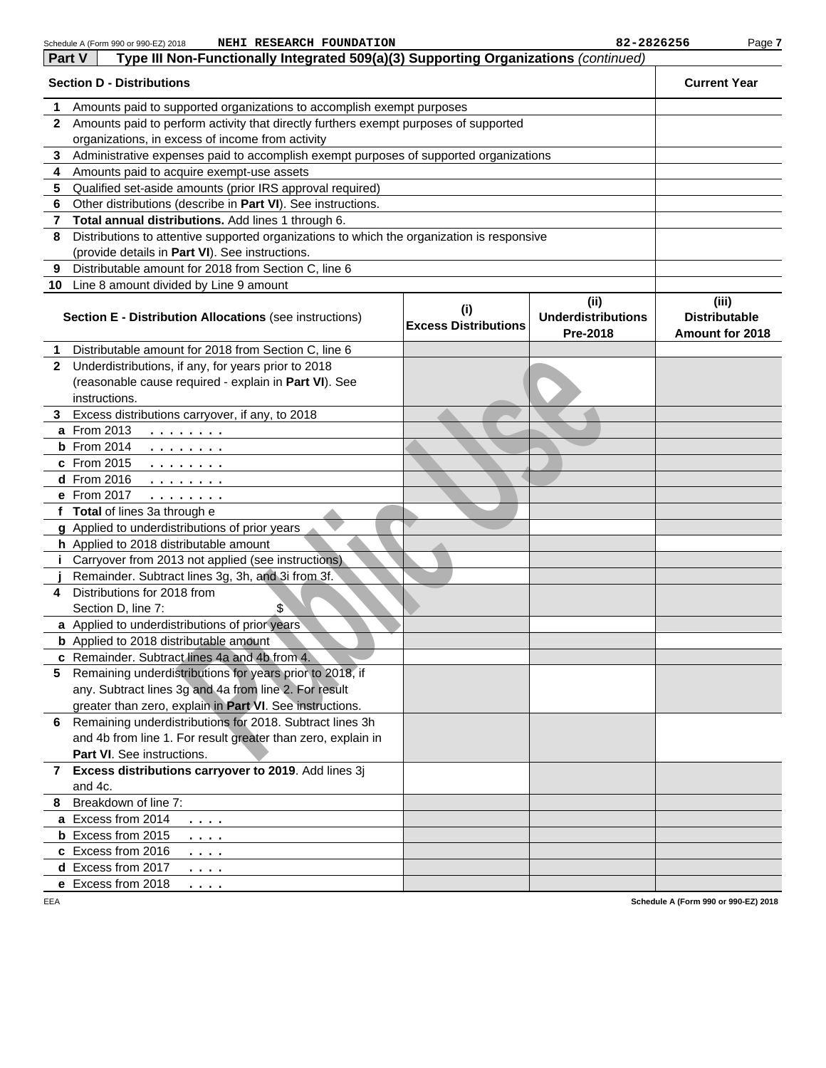Schedule A (Form 990 or 990-EZ) 2018 NEHI RESEARCH FOUNDATION 82-2826256

**Part V — Type III Non-Functionally Integrated 509(a)(3) Supporting Organizations** *(continued)*

| Section D - Distributions | Current Year |
|---|---|
| **1** Amounts paid to supported organizations to accomplish exempt purposes | |
| **2** Amounts paid to perform activity that directly furthers exempt purposes of supported organizations, in excess of income from activity | |
| **3** Administrative expenses paid to accomplish exempt purposes of supported organizations | |
| **4** Amounts paid to acquire exempt-use assets | |
| **5** Qualified set-aside amounts (prior IRS approval required) | |
| **6** Other distributions (describe in **Part VI**). See instructions. | |
| **7** **Total annual distributions.** Add lines 1 through 6. | |
| **8** Distributions to attentive supported organizations to which the organization is responsive (provide details in **Part VI**). See instructions. | |
| **9** Distributable amount for 2018 from Section C, line 6 | |
| **10** Line 8 amount divided by Line 9 amount | |

| Section E - Distribution Allocations (see instructions) | (i) Excess Distributions | (ii) Underdistributions Pre-2018 | (iii) Distributable Amount for 2018 |
|---|---|---|---|
| **1** Distributable amount for 2018 from Section C, line 6 | | | |
| **2** Underdistributions, if any, for years prior to 2018 (reasonable cause required - explain in **Part VI**). See instructions. | | | |
| **3** Excess distributions carryover, if any, to 2018 | | | |
| **a** From 2013 | | | |
| **b** From 2014 | | | |
| **c** From 2015 | | | |
| **d** From 2016 | | | |
| **e** From 2017 | | | |
| **f** **Total** of lines 3a through e | | | |
| **g** Applied to underdistributions of prior years | | | |
| **h** Applied to 2018 distributable amount | | | |
| **i** Carryover from 2013 not applied (see instructions) | | | |
| **j** Remainder. Subtract lines 3g, 3h, and 3i from 3f. | | | |
| **4** Distributions for 2018 from Section D, line 7: $ | | | |
| **a** Applied to underdistributions of prior years | | | |
| **b** Applied to 2018 distributable amount | | | |
| **c** Remainder. Subtract lines 4a and 4b from 4. | | | |
| **5** Remaining underdistributions for years prior to 2018, if any. Subtract lines 3g and 4a from line 2. For result greater than zero, explain in **Part VI**. See instructions. | | | |
| **6** Remaining underdistributions for 2018. Subtract lines 3h and 4b from line 1. For result greater than zero, explain in **Part VI**. See instructions. | | | |
| **7** **Excess distributions carryover to 2019**. Add lines 3j and 4c. | | | |
| **8** Breakdown of line 7: | | | |
| **a** Excess from 2014 | | | |
| **b** Excess from 2015 | | | |
| **c** Excess from 2016 | | | |
| **d** Excess from 2017 | | | |
| **e** Excess from 2018 | | | |

Public Use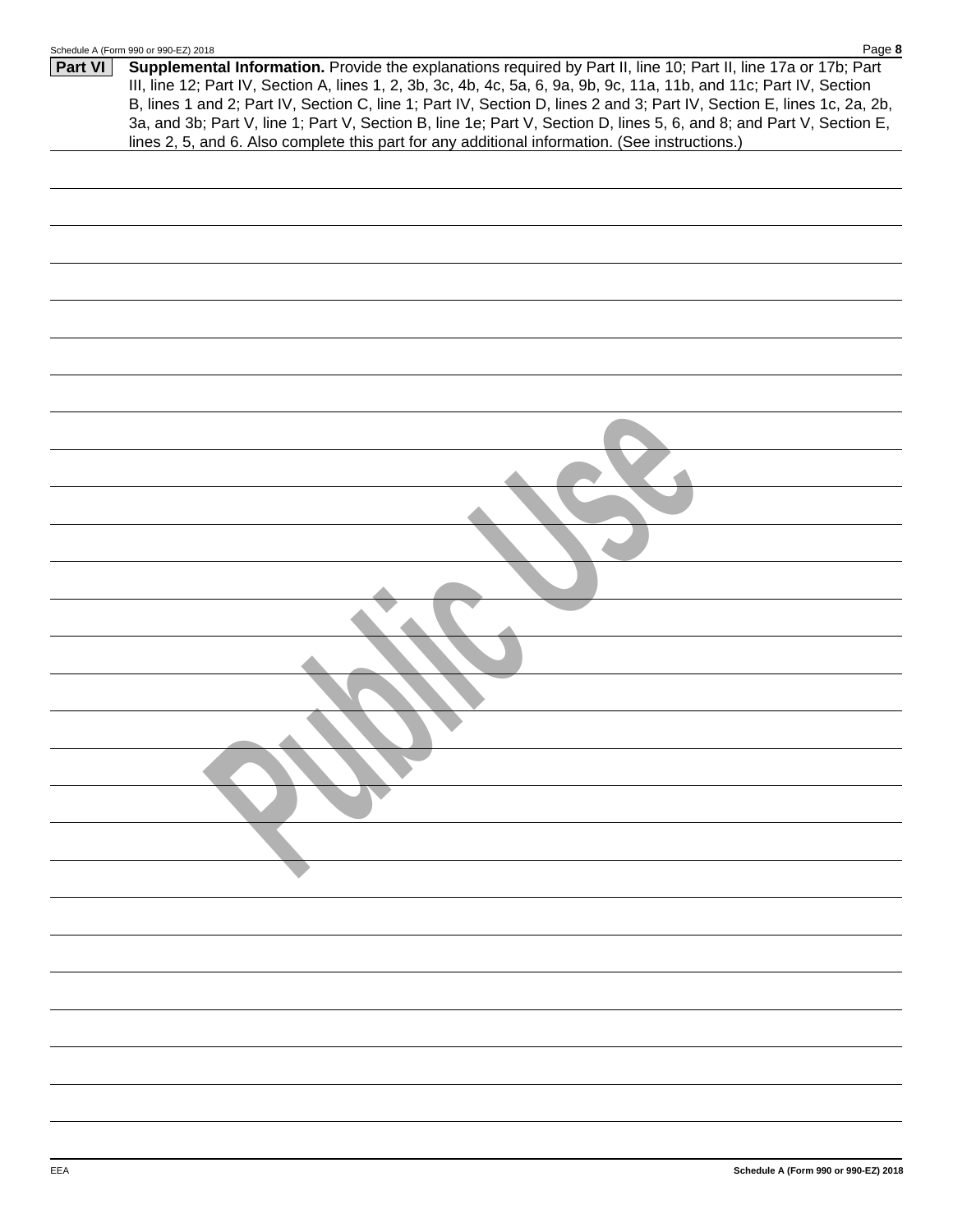**Part VI** **Supplemental Information.** Provide the explanations required by Part II, line 10; Part II, line 17a or 17b; Part III, line 12; Part IV, Section A, lines 1, 2, 3b, 3c, 4b, 4c, 5a, 6, 9a, 9b, 9c, 11a, 11b, and 11c; Part IV, Section B, lines 1 and 2; Part IV, Section C, line 1; Part IV, Section D, lines 2 and 3; Part IV, Section E, lines 1c, 2a, 2b, 3a, and 3b; Part V, line 1; Part V, Section B, line 1e; Part V, Section D, lines 5, 6, and 8; and Part V, Section E, lines 2, 5, and 6. Also complete this part for any additional information. (See instructions.)

Public Use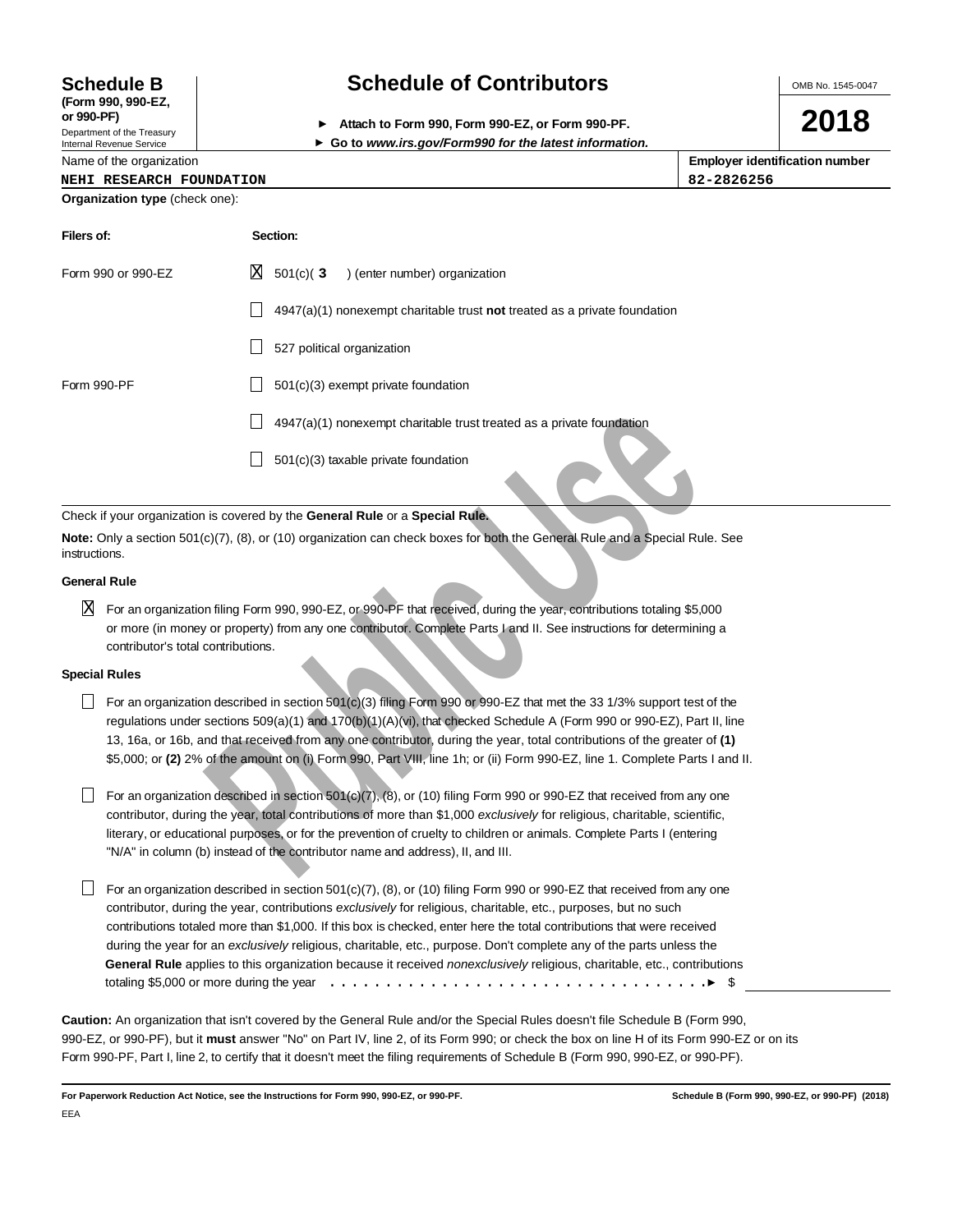# Schedule B (Form 990, 990-EZ, or 990-PF)

Department of the Treasury
Internal Revenue Service

## Schedule of Contributors

► Attach to Form 990, Form 990-EZ, or Form 990-PF.
► Go to *www.irs.gov/Form990* for the latest information.

OMB No. 1545-0047

**2018**

| Name of the organization | Employer identification number |
|---|---|
| NEHI RESEARCH FOUNDATION | 82-2826256 |

**Organization type** (check one):

| Filers of: | Section: |
|---|---|
| Form 990 or 990-EZ | [X] 501(c)( **3** ) (enter number) organization |
| | [ ] 4947(a)(1) nonexempt charitable trust **not** treated as a private foundation |
| | [ ] 527 political organization |
| Form 990-PF | [ ] 501(c)(3) exempt private foundation |
| | [ ] 4947(a)(1) nonexempt charitable trust treated as a private foundation |
| | [ ] 501(c)(3) taxable private foundation |

Check if your organization is covered by the **General Rule** or a **Special Rule.**

**Note:** Only a section 501(c)(7), (8), or (10) organization can check boxes for both the General Rule and a Special Rule. See instructions.

### General Rule

[X] For an organization filing Form 990, 990-EZ, or 990-PF that received, during the year, contributions totaling $5,000 or more (in money or property) from any one contributor. Complete Parts I and II. See instructions for determining a contributor's total contributions.

### Special Rules

[ ] For an organization described in section 501(c)(3) filing Form 990 or 990-EZ that met the 33 1/3% support test of the regulations under sections 509(a)(1) and 170(b)(1)(A)(vi), that checked Schedule A (Form 990 or 990-EZ), Part II, line 13, 16a, or 16b, and that received from any one contributor, during the year, total contributions of the greater of **(1)** $5,000; or **(2)** 2% of the amount on (i) Form 990, Part VIII, line 1h; or (ii) Form 990-EZ, line 1. Complete Parts I and II.

[ ] For an organization described in section 501(c)(7), (8), or (10) filing Form 990 or 990-EZ that received from any one contributor, during the year, total contributions of more than $1,000 *exclusively* for religious, charitable, scientific, literary, or educational purposes, or for the prevention of cruelty to children or animals. Complete Parts I (entering "N/A" in column (b) instead of the contributor name and address), II, and III.

[ ] For an organization described in section 501(c)(7), (8), or (10) filing Form 990 or 990-EZ that received from any one contributor, during the year, contributions *exclusively* for religious, charitable, etc., purposes, but no such contributions totaled more than $1,000. If this box is checked, enter here the total contributions that were received during the year for an *exclusively* religious, charitable, etc., purpose. Don't complete any of the parts unless the **General Rule** applies to this organization because it received *nonexclusively* religious, charitable, etc., contributions totaling $5,000 or more during the year . . . . . . . . . . . . . . . . . . . . . . . . . . . . . . . . . . . ► $ ____________

**Caution:** An organization that isn't covered by the General Rule and/or the Special Rules doesn't file Schedule B (Form 990, 990-EZ, or 990-PF), but it **must** answer "No" on Part IV, line 2, of its Form 990; or check the box on line H of its Form 990-EZ or on its Form 990-PF, Part I, line 2, to certify that it doesn't meet the filing requirements of Schedule B (Form 990, 990-EZ, or 990-PF).

**For Paperwork Reduction Act Notice, see the Instructions for Form 990, 990-EZ, or 990-PF.** **Schedule B (Form 990, 990-EZ, or 990-PF) (2018)**

EEA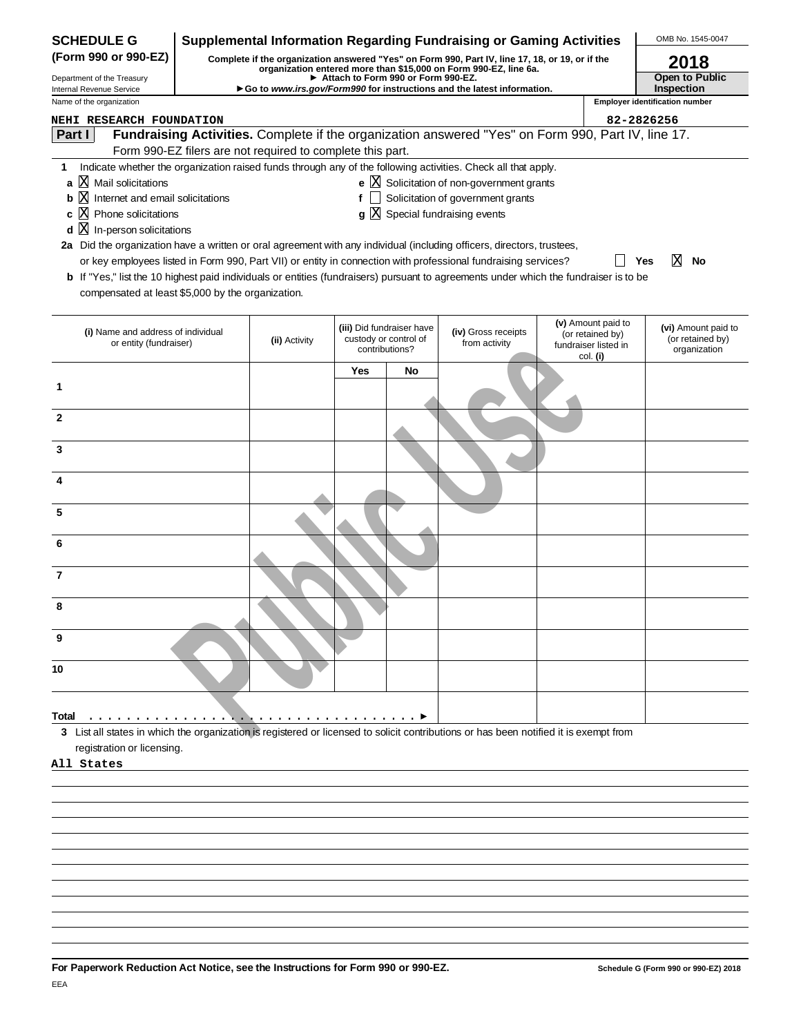# SCHEDULE G (Form 990 or 990-EZ)

Department of the Treasury
Internal Revenue Service

## Supplemental Information Regarding Fundraising or Gaming Activities

**Complete if the organization answered "Yes" on Form 990, Part IV, line 17, 18, or 19, or if the organization entered more than $15,000 on Form 990-EZ, line 6a.**
**► Attach to Form 990 or Form 990-EZ.**
**► Go to *www.irs.gov/Form990* for instructions and the latest information.**

OMB No. 1545-0047

**2018**

**Open to Public Inspection**

Name of the organization: **NEHI RESEARCH FOUNDATION**

Employer identification number: **82-2826256**

**Part I** **Fundraising Activities.** Complete if the organization answered "Yes" on Form 990, Part IV, line 17. Form 990-EZ filers are not required to complete this part.

**1** Indicate whether the organization raised funds through any of the following activities. Check all that apply.

- **a** [X] Mail solicitations
- **b** [X] Internet and email solicitations
- **c** [X] Phone solicitations
- **d** [X] In-person solicitations
- **e** [X] Solicitation of non-government grants
- **f** [ ] Solicitation of government grants
- **g** [X] Special fundraising events

**2a** Did the organization have a written or oral agreement with any individual (including officers, directors, trustees, or key employees listed in Form 990, Part VII) or entity in connection with professional fundraising services? [ ] **Yes** [X] **No**

**b** If "Yes," list the 10 highest paid individuals or entities (fundraisers) pursuant to agreements under which the fundraiser is to be compensated at least $5,000 by the organization.

| | (i) Name and address of individual or entity (fundraiser) | (ii) Activity | (iii) Did fundraiser have custody or control of contributions? | | (iv) Gross receipts from activity | (v) Amount paid to (or retained by) fundraiser listed in col. (i) | (vi) Amount paid to (or retained by) organization |
|---|---|---|---|---|---|---|---|
| | | | Yes | No | | | |
| 1 | | | | | | | |
| 2 | | | | | | | |
| 3 | | | | | | | |
| 4 | | | | | | | |
| 5 | | | | | | | |
| 6 | | | | | | | |
| 7 | | | | | | | |
| 8 | | | | | | | |
| 9 | | | | | | | |
| 10 | | | | | | | |
| **Total** ► | | | | | | | |

**3** List all states in which the organization is registered or licensed to solicit contributions or has been notified it is exempt from registration or licensing.

All States

**For Paperwork Reduction Act Notice, see the Instructions for Form 990 or 990-EZ.** **Schedule G (Form 990 or 990-EZ) 2018**

EEA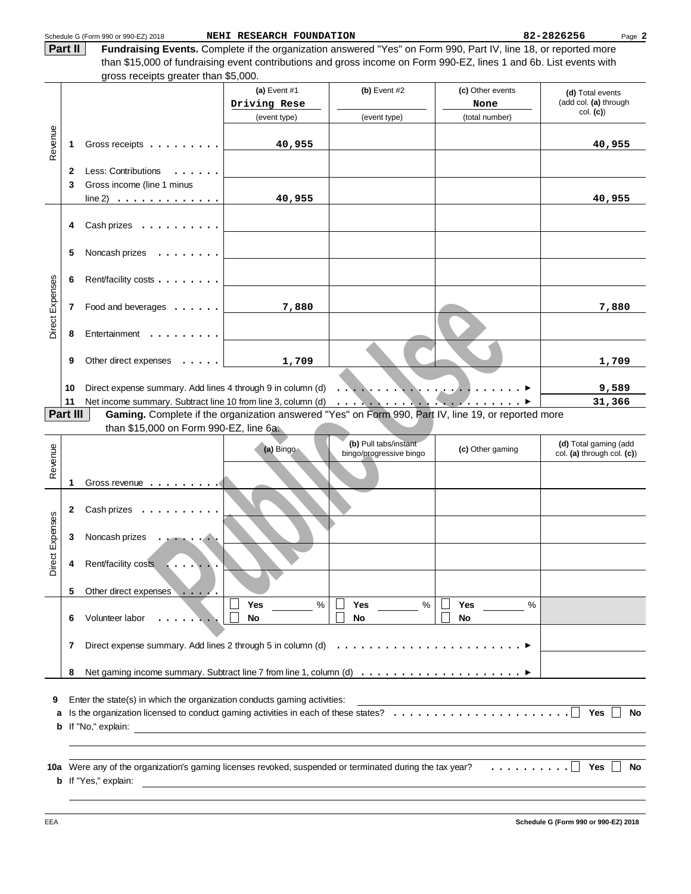Schedule G (Form 990 or 990-EZ) 2018 NEHI RESEARCH FOUNDATION 82-2826256 Page 2

**Part II** **Fundraising Events.** Complete if the organization answered "Yes" on Form 990, Part IV, line 18, or reported more than $15,000 of fundraising event contributions and gross income on Form 990-EZ, lines 1 and 6b. List events with gross receipts greater than $5,000.

| | | | (a) Event #1 Driving Rese (event type) | (b) Event #2 (event type) | (c) Other events None (total number) | (d) Total events (add col. (a) through col. (c)) |
|---|---|---|---|---|---|---|
| Revenue | 1 | Gross receipts | 40,955 | | | 40,955 |
| | 2 | Less: Contributions | | | | |
| | 3 | Gross income (line 1 minus line 2) | 40,955 | | | 40,955 |
| Direct Expenses | 4 | Cash prizes | | | | |
| | 5 | Noncash prizes | | | | |
| | 6 | Rent/facility costs | | | | |
| | 7 | Food and beverages | 7,880 | | | 7,880 |
| | 8 | Entertainment | | | | |
| | 9 | Other direct expenses | 1,709 | | | 1,709 |
| | 10 | Direct expense summary. Add lines 4 through 9 in column (d) | | | | 9,589 |
| | 11 | Net income summary. Subtract line 10 from line 3, column (d) | | | | 31,366 |

**Part III** **Gaming.** Complete if the organization answered "Yes" on Form 990, Part IV, line 19, or reported more than $15,000 on Form 990-EZ, line 6a.

| | | | (a) Bingo | (b) Pull tabs/instant bingo/progressive bingo | (c) Other gaming | (d) Total gaming (add col. (a) through col. (c)) |
|---|---|---|---|---|---|---|
| Revenue | 1 | Gross revenue | | | | |
| Direct Expenses | 2 | Cash prizes | | | | |
| | 3 | Noncash prizes | | | | |
| | 4 | Rent/facility costs | | | | |
| | 5 | Other direct expenses | | | | |
| | 6 | Volunteer labor | ☐ Yes ____ % ☐ No | ☐ Yes ____ % ☐ No | ☐ Yes ____ % ☐ No | |
| | 7 | Direct expense summary. Add lines 2 through 5 in column (d) | | | | |
| | 8 | Net gaming income summary. Subtract line 7 from line 1, column (d) | | | | |

9 Enter the state(s) in which the organization conducts gaming activities:

a Is the organization licensed to conduct gaming activities in each of these states? ☐ Yes ☐ No

b If "No," explain:

10a Were any of the organization's gaming licenses revoked, suspended or terminated during the tax year? ☐ Yes ☐ No

b If "Yes," explain:

EEA Schedule G (Form 990 or 990-EZ) 2018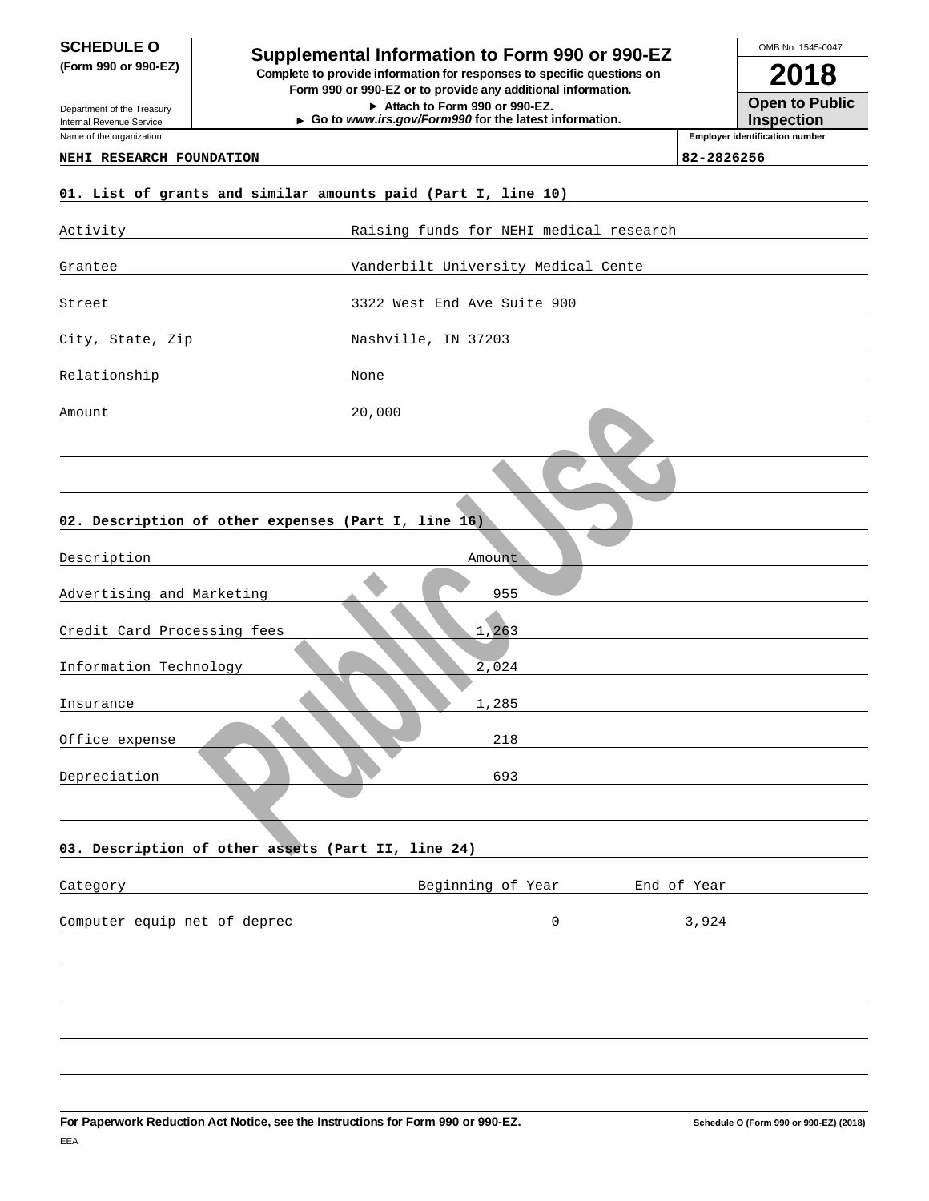**SCHEDULE O**
**(Form 990 or 990-EZ)**

Department of the Treasury
Internal Revenue Service

# Supplemental Information to Form 990 or 990-EZ

**Complete to provide information for responses to specific questions on Form 990 or 990-EZ or to provide any additional information.**
**▶ Attach to Form 990 or 990-EZ.**
**▶ Go to *www.irs.gov/Form990* for the latest information.**

OMB No. 1545-0047
**2018**
**Open to Public Inspection**

| Name of the organization | Employer identification number |
|---|---|
| NEHI RESEARCH FOUNDATION | 82-2826256 |

**01. List of grants and similar amounts paid (Part I, line 10)**

| | |
|---|---|
| Activity | Raising funds for NEHI medical research |
| Grantee | Vanderbilt University Medical Cente |
| Street | 3322 West End Ave Suite 900 |
| City, State, Zip | Nashville, TN 37203 |
| Relationship | None |
| Amount | 20,000 |

**02. Description of other expenses (Part I, line 16)**

| Description | Amount |
|---|---|
| Advertising and Marketing | 955 |
| Credit Card Processing fees | 1,263 |
| Information Technology | 2,024 |
| Insurance | 1,285 |
| Office expense | 218 |
| Depreciation | 693 |

**03. Description of other assets (Part II, line 24)**

| Category | Beginning of Year | End of Year |
|---|---|---|
| Computer equip net of deprec | 0 | 3,924 |

**For Paperwork Reduction Act Notice, see the Instructions for Form 990 or 990-EZ.** **Schedule O (Form 990 or 990-EZ) (2018)**

EEA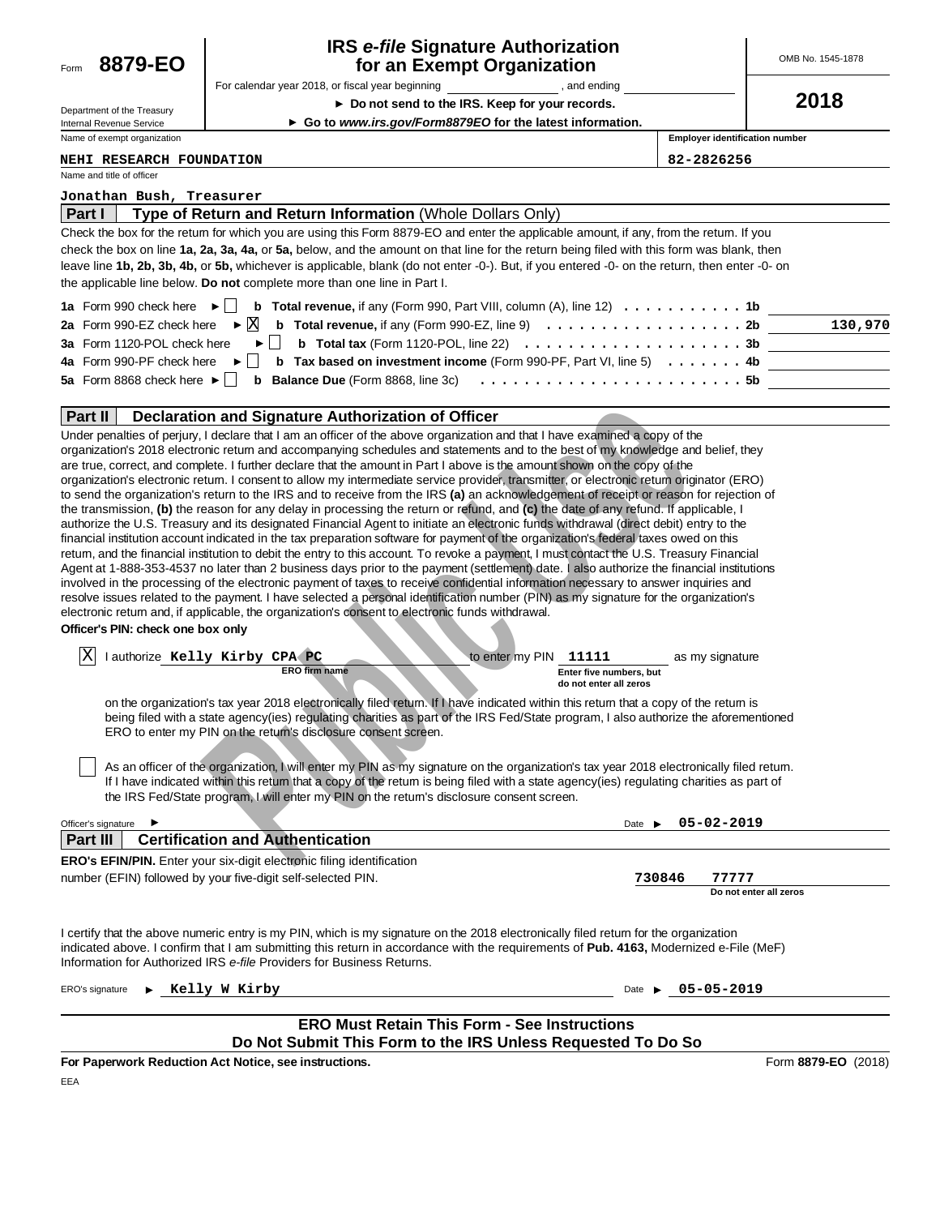Form **8879-EO**

Department of the Treasury
Internal Revenue Service

# IRS *e-file* Signature Authorization for an Exempt Organization

For calendar year 2018, or fiscal year beginning ________________, and ending ________________

► **Do not send to the IRS. Keep for your records.**

► **Go to *www.irs.gov/Form8879EO* for the latest information.**

OMB No. 1545-1878

**2018**

| Name of exempt organization | Employer identification number |
|---|---|
| NEHI RESEARCH FOUNDATION | 82-2826256 |

Name and title of officer

Jonathan Bush, Treasurer

## Part I — Type of Return and Return Information (Whole Dollars Only)

Check the box for the return for which you are using this Form 8879-EO and enter the applicable amount, if any, from the return. If you check the box on line **1a, 2a, 3a, 4a,** or **5a,** below, and the amount on that line for the return being filed with this form was blank, then leave line **1b, 2b, 3b, 4b,** or **5b,** whichever is applicable, blank (do not enter -0-). But, if you entered -0- on the return, then enter -0- on the applicable line below. **Do not** complete more than one line in Part I.

| | | | |
|---|---|---|---|
| **1a** Form 990 check here ► ☐ | **b Total revenue,** if any (Form 990, Part VIII, column (A), line 12) | 1b | |
| **2a** Form 990-EZ check here ► ☒ | **b Total revenue,** if any (Form 990-EZ, line 9) | 2b | 130,970 |
| **3a** Form 1120-POL check here ► ☐ | **b Total tax** (Form 1120-POL, line 22) | 3b | |
| **4a** Form 990-PF check here ► ☐ | **b Tax based on investment income** (Form 990-PF, Part VI, line 5) | 4b | |
| **5a** Form 8868 check here ► ☐ | **b Balance Due** (Form 8868, line 3c) | 5b | |

## Part II — Declaration and Signature Authorization of Officer

Under penalties of perjury, I declare that I am an officer of the above organization and that I have examined a copy of the organization's 2018 electronic return and accompanying schedules and statements and to the best of my knowledge and belief, they are true, correct, and complete. I further declare that the amount in Part I above is the amount shown on the copy of the organization's electronic return. I consent to allow my intermediate service provider, transmitter, or electronic return originator (ERO) to send the organization's return to the IRS and to receive from the IRS **(a)** an acknowledgement of receipt or reason for rejection of the transmission, **(b)** the reason for any delay in processing the return or refund, and **(c)** the date of any refund. If applicable, I authorize the U.S. Treasury and its designated Financial Agent to initiate an electronic funds withdrawal (direct debit) entry to the financial institution account indicated in the tax preparation software for payment of the organization's federal taxes owed on this return, and the financial institution to debit the entry to this account. To revoke a payment, I must contact the U.S. Treasury Financial Agent at 1-888-353-4537 no later than 2 business days prior to the payment (settlement) date. I also authorize the financial institutions involved in the processing of the electronic payment of taxes to receive confidential information necessary to answer inquiries and resolve issues related to the payment. I have selected a personal identification number (PIN) as my signature for the organization's electronic return and, if applicable, the organization's consent to electronic funds withdrawal.

**Officer's PIN: check one box only**

☒ I authorize **Kelly Kirby CPA PC** (ERO firm name) to enter my PIN **11111** (Enter five numbers, but do not enter all zeros) as my signature on the organization's tax year 2018 electronically filed return. If I have indicated within this return that a copy of the return is being filed with a state agency(ies) regulating charities as part of the IRS Fed/State program, I also authorize the aforementioned ERO to enter my PIN on the return's disclosure consent screen.

☐ As an officer of the organization, I will enter my PIN as my signature on the organization's tax year 2018 electronically filed return. If I have indicated within this return that a copy of the return is being filed with a state agency(ies) regulating charities as part of the IRS Fed/State program, I will enter my PIN on the return's disclosure consent screen.

Officer's signature ► Date ► 05-02-2019

## Part III — Certification and Authentication

**ERO's EFIN/PIN.** Enter your six-digit electronic filing identification number (EFIN) followed by your five-digit self-selected PIN. **730846 77777** (Do not enter all zeros)

I certify that the above numeric entry is my PIN, which is my signature on the 2018 electronically filed return for the organization indicated above. I confirm that I am submitting this return in accordance with the requirements of **Pub. 4163,** Modernized e-File (MeF) Information for Authorized IRS *e-file* Providers for Business Returns.

ERO's signature ► Kelly W Kirby Date ► 05-05-2019

**ERO Must Retain This Form - See Instructions**
**Do Not Submit This Form to the IRS Unless Requested To Do So**

**For Paperwork Reduction Act Notice, see instructions.** Form **8879-EO** (2018)

EEA